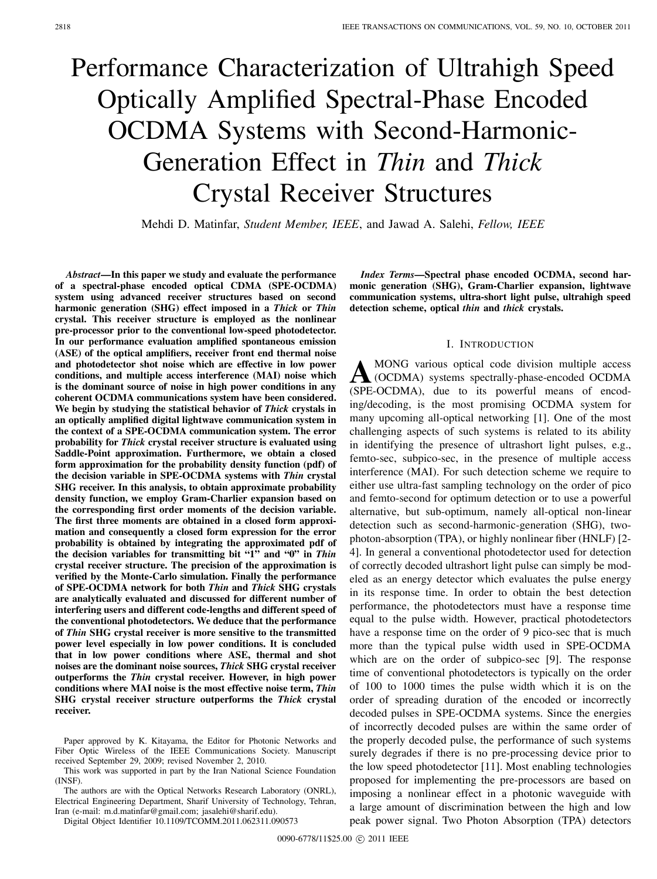# Performance Characterization of Ultrahigh Speed Optically Amplified Spectral-Phase Encoded OCDMA Systems with Second-Harmonic-Generation Effect in *Thin* and *Thick* Crystal Receiver Structures

Mehdi D. Matinfar, *Student Member, IEEE*, and Jawad A. Salehi, *Fellow, IEEE*

***Abstract*—In this paper we study and evaluate the performance of a spectral-phase encoded optical CDMA (SPE-OCDMA) system using advanced receiver structures based on second harmonic generation (SHG) effect imposed in a *Thick* or *Thin* crystal. This receiver structure is employed as the nonlinear pre-processor prior to the conventional low-speed photodetector. In our performance evaluation amplified spontaneous emission (ASE) of the optical amplifiers, receiver front end thermal noise and photodetector shot noise which are effective in low power conditions, and multiple access interference (MAI) noise which is the dominant source of noise in high power conditions in any coherent OCDMA communications system have been considered. We begin by studying the statistical behavior of *Thick* crystals in an optically amplified digital lightwave communication system in the context of a SPE-OCDMA communication system. The error probability for *Thick* crystal receiver structure is evaluated using Saddle-Point approximation. Furthermore, we obtain a closed form approximation for the probability density function (pdf) of the decision variable in SPE-OCDMA systems with *Thin* crystal SHG receiver. In this analysis, to obtain approximate probability density function, we employ Gram-Charlier expansion based on the corresponding first order moments of the decision variable. The first three moments are obtained in a closed form approximation and consequently a closed form expression for the error probability is obtained by integrating the approximated pdf of the decision variables for transmitting bit "1" and "0" in *Thin* crystal receiver structure. The precision of the approximation is verified by the Monte-Carlo simulation. Finally the performance of SPE-OCDMA network for both *Thin* and *Thick* SHG crystals are analytically evaluated and discussed for different number of interfering users and different code-lengths and different speed of the conventional photodetectors. We deduce that the performance of *Thin* SHG crystal receiver is more sensitive to the transmitted power level especially in low power conditions. It is concluded that in low power conditions where ASE, thermal and shot noises are the dominant noise sources, *Thick* SHG crystal receiver outperforms the *Thin* crystal receiver. However, in high power conditions where MAI noise is the most effective noise term, *Thin* SHG crystal receiver structure outperforms the *Thick* crystal receiver.**

Paper approved by K. Kitayama, the Editor for Photonic Networks and Fiber Optic Wireless of the IEEE Communications Society. Manuscript received September 29, 2009; revised November 2, 2010.

This work was supported in part by the Iran National Science Foundation (INSF).

The authors are with the Optical Networks Research Laboratory (ONRL), Electrical Engineering Department, Sharif University of Technology, Tehran, Iran (e-mail: m.d.matinfar@gmail.com; jasalehi@sharif.edu).

Digital Object Identifier 10.1109/TCOMM.2011.062311.090573

***Index Terms*—Spectral phase encoded OCDMA, second harmonic generation (SHG), Gram-Charlier expansion, lightwave communication systems, ultra-short light pulse, ultrahigh speed detection scheme, optical *thin* and *thick* crystals.**

## I. Introduction

Among various optical code division multiple access (OCDMA) systems spectrally-phase-encoded OCDMA (SPE-OCDMA), due to its powerful means of encoding/decoding, is the most promising OCDMA system for many upcoming all-optical networking [1]. One of the most challenging aspects of such systems is related to its ability in identifying the presence of ultrashort light pulses, e.g., femto-sec, subpico-sec, in the presence of multiple access interference (MAI). For such detection scheme we require to either use ultra-fast sampling technology on the order of pico and femto-second for optimum detection or to use a powerful alternative, but sub-optimum, namely all-optical non-linear detection such as second-harmonic-generation (SHG), two-photon-absorption (TPA), or highly nonlinear fiber (HNLF) [2-4]. In general a conventional photodetector used for detection of correctly decoded ultrashort light pulse can simply be modeled as an energy detector which evaluates the pulse energy in its response time. In order to obtain the best detection performance, the photodetectors must have a response time equal to the pulse width. However, practical photodetectors have a response time on the order of 9 pico-sec that is much more than the typical pulse width used in SPE-OCDMA which are on the order of subpico-sec [9]. The response time of conventional photodetectors is typically on the order of 100 to 1000 times the pulse width which it is on the order of spreading duration of the encoded or incorrectly decoded pulses in SPE-OCDMA systems. Since the energies of incorrectly decoded pulses are within the same order of the properly decoded pulse, the performance of such systems surely degrades if there is no pre-processing device prior to the low speed photodetector [11]. Most enabling technologies proposed for implementing the pre-processors are based on imposing a nonlinear effect in a photonic waveguide with a large amount of discrimination between the high and low peak power signal. Two Photon Absorption (TPA) detectors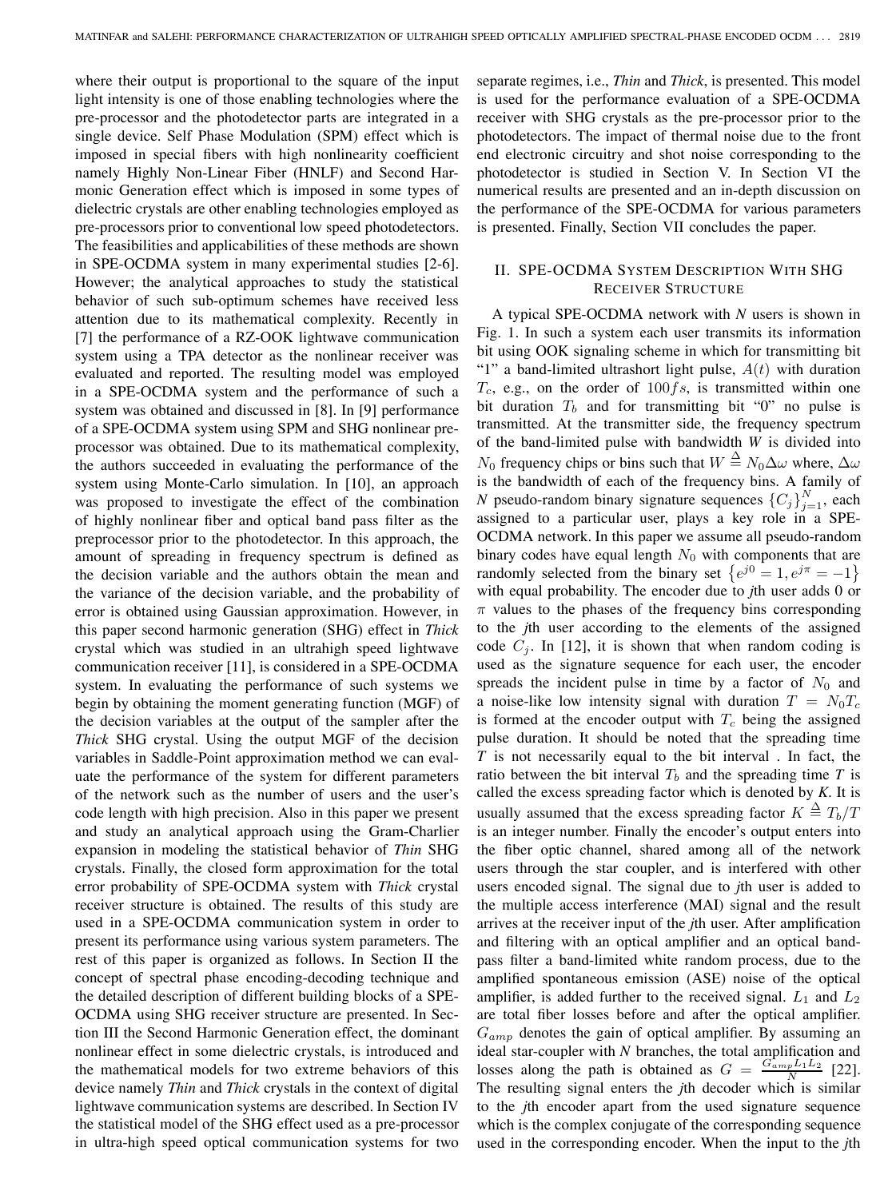where their output is proportional to the square of the input light intensity is one of those enabling technologies where the pre-processor and the photodetector parts are integrated in a single device. Self Phase Modulation (SPM) effect which is imposed in special fibers with high nonlinearity coefficient namely Highly Non-Linear Fiber (HNLF) and Second Harmonic Generation effect which is imposed in some types of dielectric crystals are other enabling technologies employed as pre-processors prior to conventional low speed photodetectors. The feasibilities and applicabilities of these methods are shown in SPE-OCDMA system in many experimental studies [2-6]. However; the analytical approaches to study the statistical behavior of such sub-optimum schemes have received less attention due to its mathematical complexity. Recently in [7] the performance of a RZ-OOK lightwave communication system using a TPA detector as the nonlinear receiver was evaluated and reported. The resulting model was employed in a SPE-OCDMA system and the performance of such a system was obtained and discussed in [8]. In [9] performance of a SPE-OCDMA system using SPM and SHG nonlinear pre-processor was obtained. Due to its mathematical complexity, the authors succeeded in evaluating the performance of the system using Monte-Carlo simulation. In [10], an approach was proposed to investigate the effect of the combination of highly nonlinear fiber and optical band pass filter as the preprocessor prior to the photodetector. In this approach, the amount of spreading in frequency spectrum is defined as the decision variable and the authors obtain the mean and the variance of the decision variable, and the probability of error is obtained using Gaussian approximation. However, in this paper second harmonic generation (SHG) effect in *Thick* crystal which was studied in an ultrahigh speed lightwave communication receiver [11], is considered in a SPE-OCDMA system. In evaluating the performance of such systems we begin by obtaining the moment generating function (MGF) of the decision variables at the output of the sampler after the *Thick* SHG crystal. Using the output MGF of the decision variables in Saddle-Point approximation method we can evaluate the performance of the system for different parameters of the network such as the number of users and the user's code length with high precision. Also in this paper we present and study an analytical approach using the Gram-Charlier expansion in modeling the statistical behavior of *Thin* SHG crystals. Finally, the closed form approximation for the total error probability of SPE-OCDMA system with *Thick* crystal receiver structure is obtained. The results of this study are used in a SPE-OCDMA communication system in order to present its performance using various system parameters. The rest of this paper is organized as follows. In Section II the concept of spectral phase encoding-decoding technique and the detailed description of different building blocks of a SPE-OCDMA using SHG receiver structure are presented. In Section III the Second Harmonic Generation effect, the dominant nonlinear effect in some dielectric crystals, is introduced and the mathematical models for two extreme behaviors of this device namely *Thin* and *Thick* crystals in the context of digital lightwave communication systems are described. In Section IV the statistical model of the SHG effect used as a pre-processor in ultra-high speed optical communication systems for two separate regimes, i.e., *Thin* and *Thick*, is presented. This model is used for the performance evaluation of a SPE-OCDMA receiver with SHG crystals as the pre-processor prior to the photodetectors. The impact of thermal noise due to the front end electronic circuitry and shot noise corresponding to the photodetector is studied in Section V. In Section VI the numerical results are presented and an in-depth discussion on the performance of the SPE-OCDMA for various parameters is presented. Finally, Section VII concludes the paper.

## II. SPE-OCDMA System Description With SHG Receiver Structure

A typical SPE-OCDMA network with $N$ users is shown in Fig. 1. In such a system each user transmits its information bit using OOK signaling scheme in which for transmitting bit "1" a band-limited ultrashort light pulse, $A(t)$ with duration $T_c$, e.g., on the order of $100fs$, is transmitted within one bit duration $T_b$ and for transmitting bit "0" no pulse is transmitted. At the transmitter side, the frequency spectrum of the band-limited pulse with bandwidth $W$ is divided into $N_0$ frequency chips or bins such that $W \triangleq N_0 \Delta\omega$ where, $\Delta\omega$ is the bandwidth of each of the frequency bins. A family of $N$ pseudo-random binary signature sequences $\{C_j\}_{j=1}^{N}$, each assigned to a particular user, plays a key role in a SPE-OCDMA network. In this paper we assume all pseudo-random binary codes have equal length $N_0$ with components that are randomly selected from the binary set $\{e^{j0}=1, e^{j\pi}=-1\}$ with equal probability. The encoder due to *j*th user adds 0 or $\pi$ values to the phases of the frequency bins corresponding to the *j*th user according to the elements of the assigned code $C_j$. In [12], it is shown that when random coding is used as the signature sequence for each user, the encoder spreads the incident pulse in time by a factor of $N_0$ and a noise-like low intensity signal with duration $T = N_0 T_c$ is formed at the encoder output with $T_c$ being the assigned pulse duration. It should be noted that the spreading time $T$ is not necessarily equal to the bit interval . In fact, the ratio between the bit interval $T_b$ and the spreading time $T$ is called the excess spreading factor which is denoted by $K$. It is usually assumed that the excess spreading factor $K \triangleq T_b/T$ is an integer number. Finally the encoder's output enters into the fiber optic channel, shared among all of the network users through the star coupler, and is interfered with other users encoded signal. The signal due to *j*th user is added to the multiple access interference (MAI) signal and the result arrives at the receiver input of the *j*th user. After amplification and filtering with an optical amplifier and an optical band-pass filter a band-limited white random process, due to the amplified spontaneous emission (ASE) noise of the optical amplifier, is added further to the received signal. $L_1$ and $L_2$ are total fiber losses before and after the optical amplifier. $G_{amp}$ denotes the gain of optical amplifier. By assuming an ideal star-coupler with $N$ branches, the total amplification and losses along the path is obtained as $G = \frac{G_{amp}L_1L_2}{N}$ [22]. The resulting signal enters the *j*th decoder which is similar to the *j*th encoder apart from the used signature sequence which is the complex conjugate of the corresponding sequence used in the corresponding encoder. When the input to the *j*th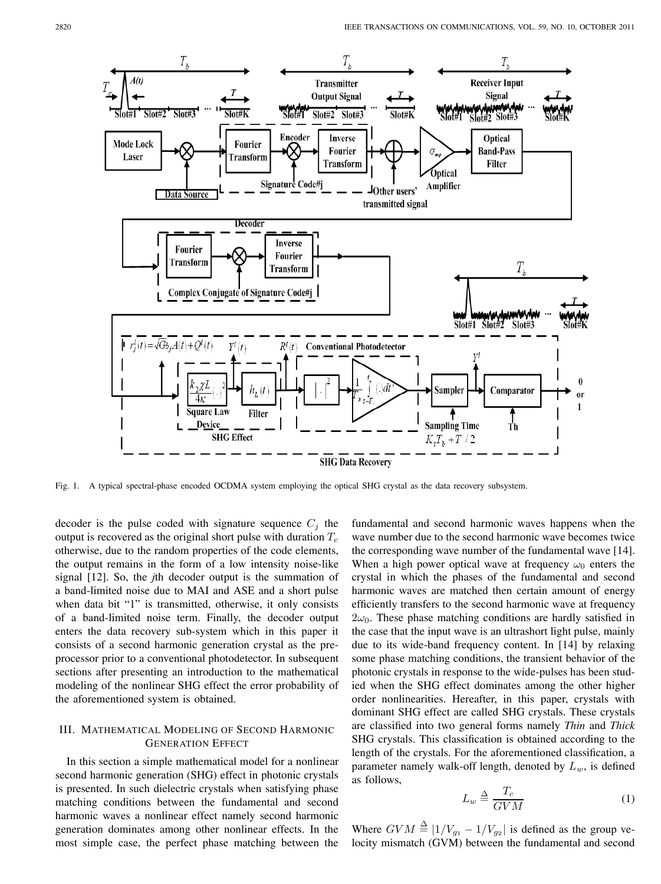Fig. 1. A typical spectral-phase encoded OCDMA system employing the optical SHG crystal as the data recovery subsystem.

decoder is the pulse coded with signature sequence $C_j$ the output is recovered as the original short pulse with duration $T_c$ otherwise, due to the random properties of the code elements, the output remains in the form of a low intensity noise-like signal [12]. So, the *j*th decoder output is the summation of a band-limited noise due to MAI and ASE and a short pulse when data bit "1" is transmitted, otherwise, it only consists of a band-limited noise term. Finally, the decoder output enters the data recovery sub-system which in this paper it consists of a second harmonic generation crystal as the pre-processor prior to a conventional photodetector. In subsequent sections after presenting an introduction to the mathematical modeling of the nonlinear SHG effect the error probability of the aforementioned system is obtained.

## III. Mathematical Modeling of Second Harmonic Generation Effect

In this section a simple mathematical model for a nonlinear second harmonic generation (SHG) effect in photonic crystals is presented. In such dielectric crystals when satisfying phase matching conditions between the fundamental and second harmonic waves a nonlinear effect namely second harmonic generation dominates among other nonlinear effects. In the most simple case, the perfect phase matching between the fundamental and second harmonic waves happens when the wave number due to the second harmonic wave becomes twice the corresponding wave number of the fundamental wave [14]. When a high power optical wave at frequency $\omega_0$ enters the crystal in which the phases of the fundamental and second harmonic waves are matched then certain amount of energy efficiently transfers to the second harmonic wave at frequency $2\omega_0$. These phase matching conditions are hardly satisfied in the case that the input wave is an ultrashort light pulse, mainly due to its wide-band frequency content. In [14] by relaxing some phase matching conditions, the transient behavior of the photonic crystals in response to the wide-pulses has been studied when the SHG effect dominates among the other higher order nonlinearities. Hereafter, in this paper, crystals with dominant SHG effect are called SHG crystals. These crystals are classified into two general forms namely *Thin* and *Thick* SHG crystals. This classification is obtained according to the length of the crystals. For the aforementioned classification, a parameter namely walk-off length, denoted by $L_w$, is defined as follows,

$$L_w \triangleq \frac{T_c}{GVM} \tag{1}$$

Where $GVM \triangleq |1/V_{g_1} - 1/V_{g_2}|$ is defined as the group velocity mismatch (GVM) between the fundamental and second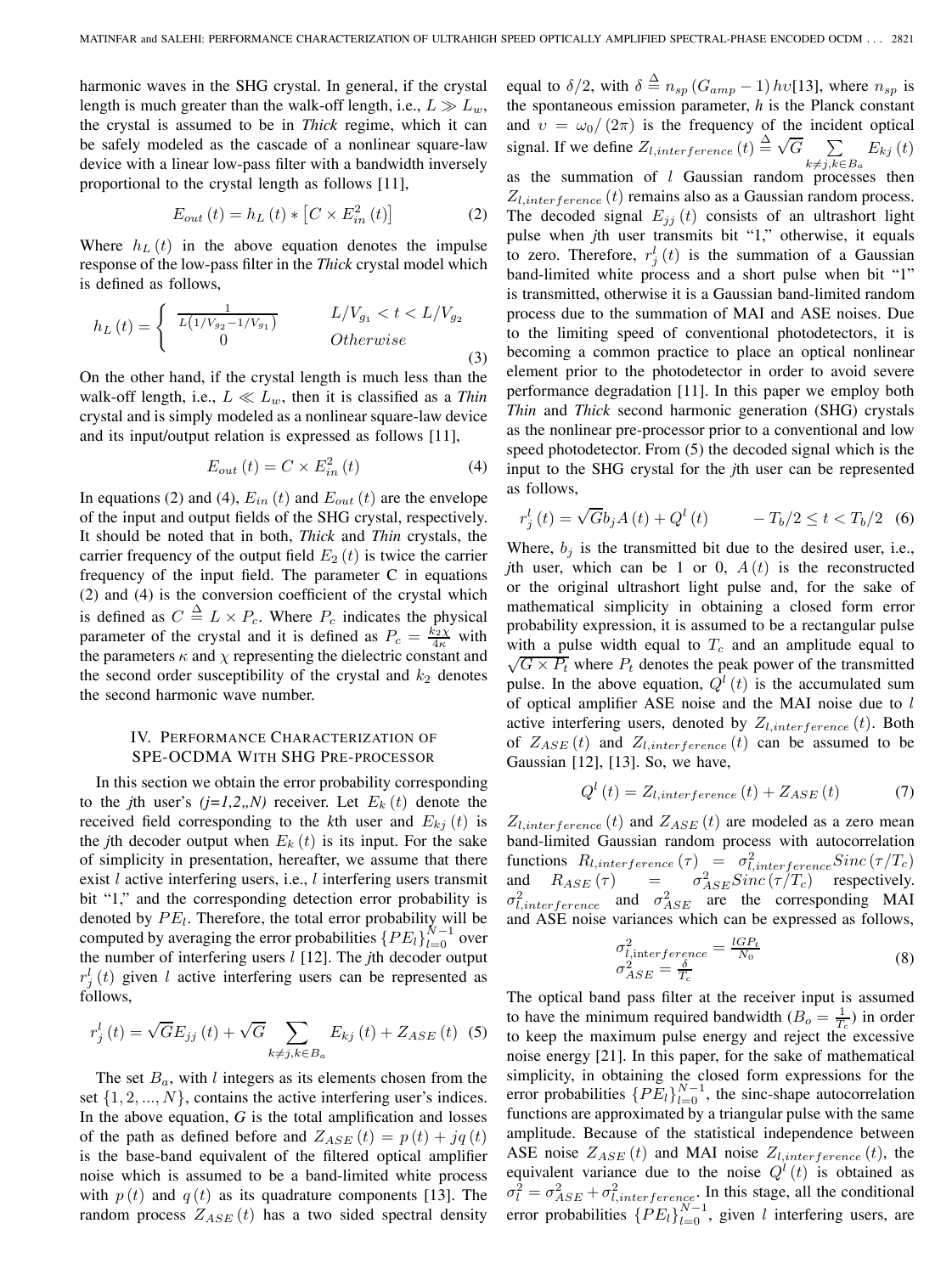harmonic waves in the SHG crystal. In general, if the crystal length is much greater than the walk-off length, i.e., $L \gg L_w$, the crystal is assumed to be in *Thick* regime, which it can be safely modeled as the cascade of a nonlinear square-law device with a linear low-pass filter with a bandwidth inversely proportional to the crystal length as follows [11],

$$E_{out}(t) = h_L(t) * \left[C \times E_{in}^2(t)\right] \tag{2}$$

Where $h_L(t)$ in the above equation denotes the impulse response of the low-pass filter in the *Thick* crystal model which is defined as follows,

$$h_L(t) = \begin{cases} \frac{1}{L\left(1/V_{g_2} - 1/V_{g_1}\right)} & L/V_{g_1} < t < L/V_{g_2} \\ 0 & Otherwise \end{cases} \tag{3}$$

On the other hand, if the crystal length is much less than the walk-off length, i.e., $L \ll L_w$, then it is classified as a *Thin* crystal and is simply modeled as a nonlinear square-law device and its input/output relation is expressed as follows [11],

$$E_{out}(t) = C \times E_{in}^2(t) \tag{4}$$

In equations (2) and (4), $E_{in}(t)$ and $E_{out}(t)$ are the envelope of the input and output fields of the SHG crystal, respectively. It should be noted that in both, *Thick* and *Thin* crystals, the carrier frequency of the output field $E_2(t)$ is twice the carrier frequency of the input field. The parameter C in equations (2) and (4) is the conversion coefficient of the crystal which is defined as $C \triangleq L \times P_c$. Where $P_c$ indicates the physical parameter of the crystal and it is defined as $P_c = \frac{k_2 \chi}{4\kappa}$ with the parameters $\kappa$ and $\chi$ representing the dielectric constant and the second order susceptibility of the crystal and $k_2$ denotes the second harmonic wave number.

## IV. Performance Characterization of SPE-OCDMA With SHG Pre-processor

In this section we obtain the error probability corresponding to the *j*th user's *(j=1,2,,N)* receiver. Let $E_k(t)$ denote the received field corresponding to the *k*th user and $E_{kj}(t)$ is the *j*th decoder output when $E_k(t)$ is its input. For the sake of simplicity in presentation, hereafter, we assume that there exist $l$ active interfering users, i.e., $l$ interfering users transmit bit "1," and the corresponding detection error probability is denoted by $PE_l$. Therefore, the total error probability will be computed by averaging the error probabilities $\{PE_l\}_{l=0}^{N-1}$ over the number of interfering users $l$ [12]. The *j*th decoder output $r_j^l(t)$ given $l$ active interfering users can be represented as follows,

$$r_j^l(t) = \sqrt{G}E_{jj}(t) + \sqrt{G}\sum_{k \neq j, k \in B_a} E_{kj}(t) + Z_{ASE}(t) \tag{5}$$

The set $B_a$, with $l$ integers as its elements chosen from the set $\{1, 2, ..., N\}$, contains the active interfering user's indices. In the above equation, *G* is the total amplification and losses of the path as defined before and $Z_{ASE}(t) = p(t) + jq(t)$ is the base-band equivalent of the filtered optical amplifier noise which is assumed to be a band-limited white process with $p(t)$ and $q(t)$ as its quadrature components [13]. The random process $Z_{ASE}(t)$ has a two sided spectral density equal to $\delta/2$, with $\delta \triangleq n_{sp}(G_{amp} - 1)h\upsilon$[13], where $n_{sp}$ is the spontaneous emission parameter, *h* is the Planck constant and $\upsilon = \omega_0/(2\pi)$ is the frequency of the incident optical signal. If we define $Z_{l,interference}(t) \triangleq \sqrt{G}\sum_{k \neq j, k \in B_a} E_{kj}(t)$ as the summation of $l$ Gaussian random processes then $Z_{l,interference}(t)$ remains also as a Gaussian random process. The decoded signal $E_{jj}(t)$ consists of an ultrashort light pulse when *j*th user transmits bit "1," otherwise, it equals to zero. Therefore, $r_j^l(t)$ is the summation of a Gaussian band-limited white process and a short pulse when bit "1" is transmitted, otherwise it is a Gaussian band-limited random process due to the summation of MAI and ASE noises. Due to the limiting speed of conventional photodetectors, it is becoming a common practice to place an optical nonlinear element prior to the photodetector in order to avoid severe performance degradation [11]. In this paper we employ both *Thin* and *Thick* second harmonic generation (SHG) crystals as the nonlinear pre-processor prior to a conventional and low speed photodetector. From (5) the decoded signal which is the input to the SHG crystal for the *j*th user can be represented as follows,

$$r_j^l(t) = \sqrt{G}b_j A(t) + Q^l(t) \qquad -T_b/2 \leq t < T_b/2 \tag{6}$$

Where, $b_j$ is the transmitted bit due to the desired user, i.e., *j*th user, which can be 1 or 0, $A(t)$ is the reconstructed or the original ultrashort light pulse and, for the sake of mathematical simplicity in obtaining a closed form error probability expression, it is assumed to be a rectangular pulse with a pulse width equal to $T_c$ and an amplitude equal to $\sqrt{G \times P_t}$ where $P_t$ denotes the peak power of the transmitted pulse. In the above equation, $Q^l(t)$ is the accumulated sum of optical amplifier ASE noise and the MAI noise due to $l$ active interfering users, denoted by $Z_{l,interference}(t)$. Both of $Z_{ASE}(t)$ and $Z_{l,interference}(t)$ can be assumed to be Gaussian [12], [13]. So, we have,

$$Q^l(t) = Z_{l,interference}(t) + Z_{ASE}(t) \tag{7}$$

$Z_{l,interference}(t)$ and $Z_{ASE}(t)$ are modeled as a zero mean band-limited Gaussian random process with autocorrelation functions $R_{l,interference}(\tau) = \sigma_{l,interference}^2 Sinc(\tau/T_c)$ and $R_{ASE}(\tau) = \sigma_{ASE}^2 Sinc(\tau/T_c)$ respectively. $\sigma_{l,interference}^2$ and $\sigma_{ASE}^2$ are the corresponding MAI and ASE noise variances which can be expressed as follows,

$$\begin{array}{l} \sigma_{l,\text{interference}}^2 = \frac{lGP_t}{N_0} \\ \sigma_{ASE}^2 = \frac{\delta}{T_c} \end{array} \tag{8}$$

The optical band pass filter at the receiver input is assumed to have the minimum required bandwidth ($B_o = \frac{1}{T_c}$) in order to keep the maximum pulse energy and reject the excessive noise energy [21]. In this paper, for the sake of mathematical simplicity, in obtaining the closed form expressions for the error probabilities $\{PE_l\}_{l=0}^{N-1}$, the sinc-shape autocorrelation functions are approximated by a triangular pulse with the same amplitude. Because of the statistical independence between ASE noise $Z_{ASE}(t)$ and MAI noise $Z_{l,interference}(t)$, the equivalent variance due to the noise $Q^l(t)$ is obtained as $\sigma_l^2 = \sigma_{ASE}^2 + \sigma_{l,interference}^2$. In this stage, all the conditional error probabilities $\{PE_l\}_{l=0}^{N-1}$, given $l$ interfering users, are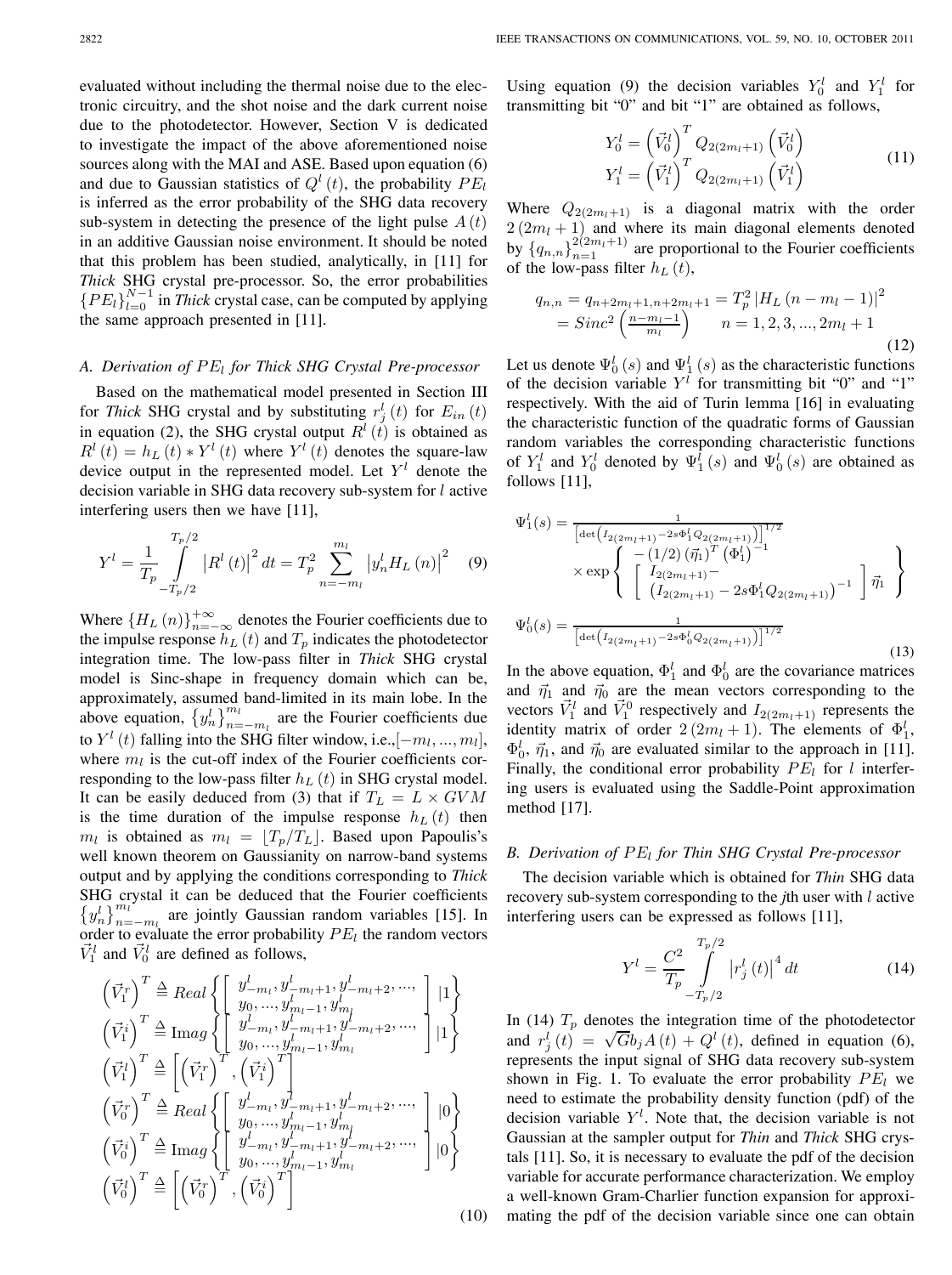evaluated without including the thermal noise due to the electronic circuitry, and the shot noise and the dark current noise due to the photodetector. However, Section V is dedicated to investigate the impact of the above aforementioned noise sources along with the MAI and ASE. Based upon equation (6) and due to Gaussian statistics of $Q^l(t)$, the probability $PE_l$ is inferred as the error probability of the SHG data recovery sub-system in detecting the presence of the light pulse $A(t)$ in an additive Gaussian noise environment. It should be noted that this problem has been studied, analytically, in [11] for *Thick* SHG crystal pre-processor. So, the error probabilities $\{PE_l\}_{l=0}^{N-1}$ in *Thick* crystal case, can be computed by applying the same approach presented in [11].

### A. Derivation of $PE_l$ for Thick SHG Crystal Pre-processor

Based on the mathematical model presented in Section III for *Thick* SHG crystal and by substituting $r_j^l(t)$ for $E_{in}(t)$ in equation (2), the SHG crystal output $R^l(t)$ is obtained as $R^l(t) = h_L(t) * Y^l(t)$ where $Y^l(t)$ denotes the square-law device output in the represented model. Let $Y^l$ denote the decision variable in SHG data recovery sub-system for $l$ active interfering users then we have [11],

$$Y^l = \frac{1}{T_p}\int_{-T_p/2}^{T_p/2} \left|R^l(t)\right|^2 dt = T_p^2 \sum_{n=-m_l}^{m_l} \left|y_n^l H_L(n)\right|^2 \quad (9)$$

Where $\{H_L(n)\}_{n=-\infty}^{+\infty}$ denotes the Fourier coefficients due to the impulse response $h_L(t)$ and $T_p$ indicates the photodetector integration time. The low-pass filter in *Thick* SHG crystal model is Sinc-shape in frequency domain which can be, approximately, assumed band-limited in its main lobe. In the above equation, $\{y_n^l\}_{n=-m_l}^{m_l}$ are the Fourier coefficients due to $Y^l(t)$ falling into the SHG filter window, i.e.,$[-m_l, ..., m_l]$, where $m_l$ is the cut-off index of the Fourier coefficients corresponding to the low-pass filter $h_L(t)$ in SHG crystal model. It can be easily deduced from (3) that if $T_L = L \times GVM$ is the time duration of the impulse response $h_L(t)$ then $m_l$ is obtained as $m_l = \lfloor T_p/T_L \rfloor$. Based upon Papoulis's well known theorem on Gaussianity on narrow-band systems output and by applying the conditions corresponding to *Thick* SHG crystal it can be deduced that the Fourier coefficients $\{y_n^l\}_{n=-m_l}^{m_l}$ are jointly Gaussian random variables [15]. In order to evaluate the error probability $PE_l$ the random vectors $\vec{V}_1^l$ and $\vec{V}_0^l$ are defined as follows,

$$\begin{aligned}
\left(\vec{V}_1^r\right)^T &\triangleq Real\left\{\left[\begin{array}{c} y_{-m_l}^l, y_{-m_l+1}^l, y_{-m_l+2}^l, ..., \\ y_0, ..., y_{m_l-1}^l, y_{m_l}^l \end{array}\right] |1\right\} \\
\left(\vec{V}_1^i\right)^T &\triangleq \text{Imag}\left\{\left[\begin{array}{c} y_{-m_l}^l, y_{-m_l+1}^l, y_{-m_l+2}^l, ..., \\ y_0, ..., y_{m_l-1}^l, y_{m_l}^l \end{array}\right] |1\right\} \\
\left(\vec{V}_1^l\right)^T &\triangleq \left[\left(\vec{V}_1^r\right)^T, \left(\vec{V}_1^i\right)^T\right] \\
\left(\vec{V}_0^r\right)^T &\triangleq Real\left\{\left[\begin{array}{c} y_{-m_l}^l, y_{-m_l+1}^l, y_{-m_l+2}^l, ..., \\ y_0, ..., y_{m_l-1}^l, y_{m_l}^l \end{array}\right] |0\right\} \\
\left(\vec{V}_0^i\right)^T &\triangleq \text{Imag}\left\{\left[\begin{array}{c} y_{-m_l}^l, y_{-m_l+1}^l, y_{-m_l+2}^l, ..., \\ y_0, ..., y_{m_l-1}^l, y_{m_l}^l \end{array}\right] |0\right\} \\
\left(\vec{V}_0^l\right)^T &\triangleq \left[\left(\vec{V}_0^r\right)^T, \left(\vec{V}_0^i\right)^T\right]
\end{aligned} \quad (10)$$

Using equation (9) the decision variables $Y_0^l$ and $Y_1^l$ for transmitting bit "0" and bit "1" are obtained as follows,

$$\begin{aligned}
Y_0^l &= \left(\vec{V}_0^l\right)^T Q_{2(2m_l+1)} \left(\vec{V}_0^l\right) \\
Y_1^l &= \left(\vec{V}_1^l\right)^T Q_{2(2m_l+1)} \left(\vec{V}_1^l\right)
\end{aligned} \quad (11)$$

Where $Q_{2(2m_l+1)}$ is a diagonal matrix with the order $2(2m_l+1)$ and where its main diagonal elements denoted by $\{q_{n,n}\}_{n=1}^{2(2m_l+1)}$ are proportional to the Fourier coefficients of the low-pass filter $h_L(t)$,

$$\begin{aligned}
q_{n,n} &= q_{n+2m_l+1, n+2m_l+1} = T_p^2 \left|H_L(n-m_l-1)\right|^2 \\
&= Sinc^2\left(\tfrac{n-m_l-1}{m_l}\right) \qquad n = 1, 2, 3, ..., 2m_l+1
\end{aligned} \quad (12)$$

Let us denote $\Psi_0^l(s)$ and $\Psi_1^l(s)$ as the characteristic functions of the decision variable $Y^l$ for transmitting bit "0" and "1" respectively. With the aid of Turin lemma [16] in evaluating the characteristic function of the quadratic forms of Gaussian random variables the corresponding characteristic functions of $Y_1^l$ and $Y_0^l$ denoted by $\Psi_1^l(s)$ and $\Psi_0^l(s)$ are obtained as follows [11],

$$\begin{aligned}
\Psi_1^l(s) &= \frac{1}{\left[\det\left(I_{2(2m_l+1)} - 2s\Phi_1^l Q_{2(2m_l+1)}\right)\right]^{1/2}} \\
&\quad \times \exp\left\{\begin{array}{c} -(1/2)\left(\vec{\eta}_1\right)^T \left(\Phi_1^l\right)^{-1} \\ \left[\begin{array}{c} I_{2(2m_l+1)} - \\ \left(I_{2(2m_l+1)} - 2s\Phi_1^l Q_{2(2m_l+1)}\right)^{-1} \end{array}\right] \vec{\eta}_1 \end{array}\right\} \\
\Psi_0^l(s) &= \frac{1}{\left[\det\left(I_{2(2m_l+1)} - 2s\Phi_0^l Q_{2(2m_l+1)}\right)\right]^{1/2}}
\end{aligned} \quad (13)$$

In the above equation, $\Phi_1^l$ and $\Phi_0^l$ are the covariance matrices and $\vec{\eta}_1$ and $\vec{\eta}_0$ are the mean vectors corresponding to the vectors $\vec{V}_1^l$ and $\vec{V}_1^0$ respectively and $I_{2(2m_l+1)}$ represents the identity matrix of order $2(2m_l+1)$. The elements of $\Phi_1^l$, $\Phi_0^l$, $\vec{\eta}_1$, and $\vec{\eta}_0$ are evaluated similar to the approach in [11]. Finally, the conditional error probability $PE_l$ for $l$ interfering users is evaluated using the Saddle-Point approximation method [17].

### B. Derivation of $PE_l$ for Thin SHG Crystal Pre-processor

The decision variable which is obtained for *Thin* SHG data recovery sub-system corresponding to the *j*th user with $l$ active interfering users can be expressed as follows [11],

$$Y^l = \frac{C^2}{T_p}\int_{-T_p/2}^{T_p/2} \left|r_j^l(t)\right|^4 dt \quad (14)$$

In (14) $T_p$ denotes the integration time of the photodetector and $r_j^l(t) = \sqrt{G} b_j A(t) + Q^l(t)$, defined in equation (6), represents the input signal of SHG data recovery sub-system shown in Fig. 1. To evaluate the error probability $PE_l$ we need to estimate the probability density function (pdf) of the decision variable $Y^l$. Note that, the decision variable is not Gaussian at the sampler output for *Thin* and *Thick* SHG crystals [11]. So, it is necessary to evaluate the pdf of the decision variable for accurate performance characterization. We employ a well-known Gram-Charlier function expansion for approximating the pdf of the decision variable since one can obtain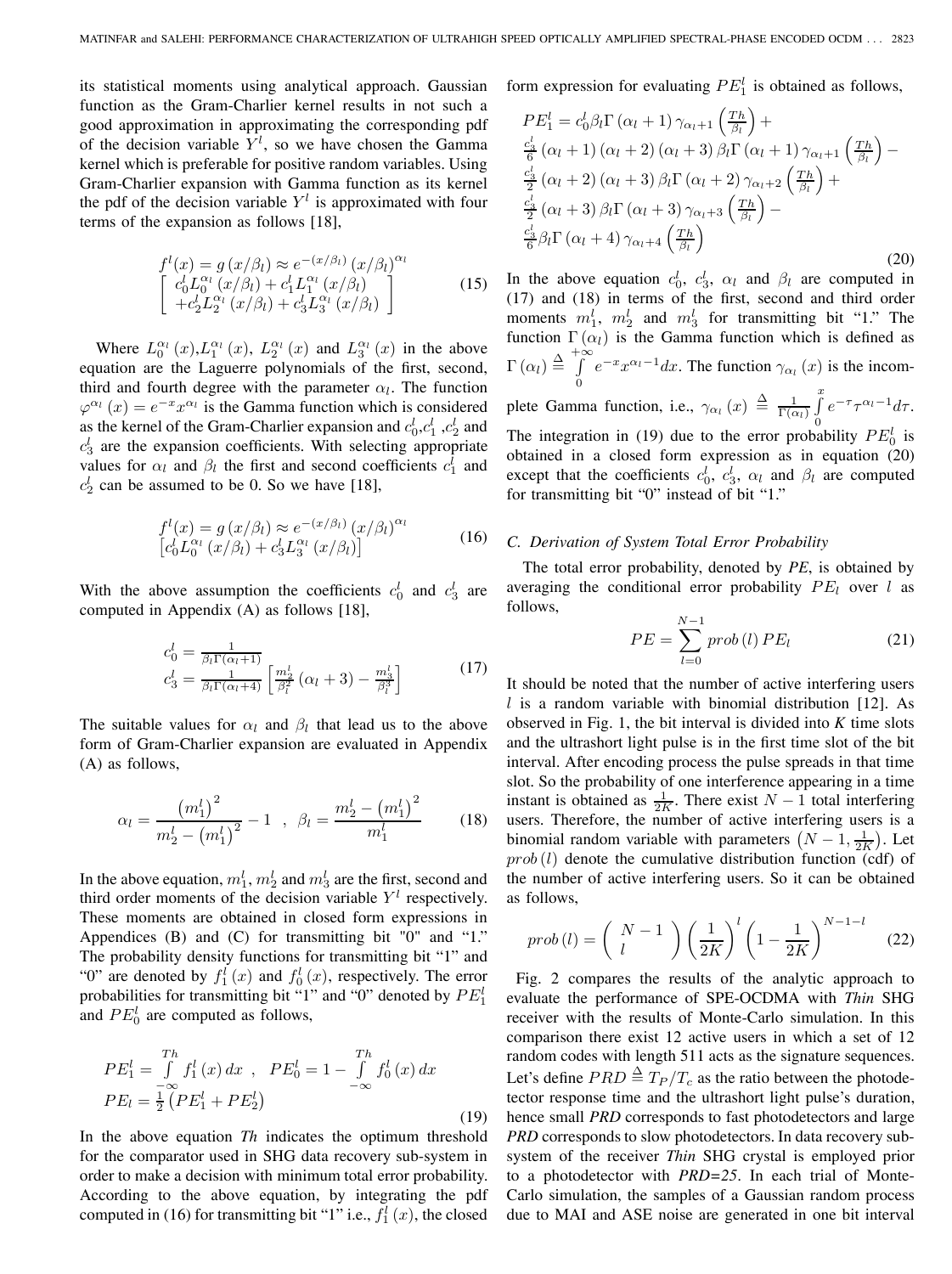its statistical moments using analytical approach. Gaussian function as the Gram-Charlier kernel results in not such a good approximation in approximating the corresponding pdf of the decision variable $Y^l$, so we have chosen the Gamma kernel which is preferable for positive random variables. Using Gram-Charlier expansion with Gamma function as its kernel the pdf of the decision variable $Y^l$ is approximated with four terms of the expansion as follows [18],

$$
f^l(x) = g\left(x/\beta_l\right) \approx e^{-(x/\beta_l)}\left(x/\beta_l\right)^{\alpha_l} \left[ \begin{array}{c} c_0^l L_0^{\alpha_l}\left(x/\beta_l\right) + c_1^l L_1^{\alpha_l}\left(x/\beta_l\right) \\ + c_2^l L_2^{\alpha_l}\left(x/\beta_l\right) + c_3^l L_3^{\alpha_l}\left(x/\beta_l\right) \end{array} \right] \tag{15}
$$

Where $L_0^{\alpha_l}(x)$, $L_1^{\alpha_l}(x)$, $L_2^{\alpha_l}(x)$ and $L_3^{\alpha_l}(x)$ in the above equation are the Laguerre polynomials of the first, second, third and fourth degree with the parameter $\alpha_l$. The function $\varphi^{\alpha_l}(x) = e^{-x}x^{\alpha_l}$ is the Gamma function which is considered as the kernel of the Gram-Charlier expansion and $c_0^l$, $c_1^l$, $c_2^l$ and $c_3^l$ are the expansion coefficients. With selecting appropriate values for $\alpha_l$ and $\beta_l$ the first and second coefficients $c_1^l$ and $c_2^l$ can be assumed to be 0. So we have [18],

$$
f^l(x) = g\left(x/\beta_l\right) \approx e^{-(x/\beta_l)}\left(x/\beta_l\right)^{\alpha_l} \left[c_0^l L_0^{\alpha_l}\left(x/\beta_l\right) + c_3^l L_3^{\alpha_l}\left(x/\beta_l\right)\right] \tag{16}
$$

With the above assumption the coefficients $c_0^l$ and $c_3^l$ are computed in Appendix (A) as follows [18],

$$
\begin{array}{l} c_0^l = \frac{1}{\beta_l \Gamma(\alpha_l+1)} \\ c_3^l = \frac{1}{\beta_l \Gamma(\alpha_l+4)}\left[\frac{m_2^l}{\beta_l^2}\left(\alpha_l+3\right) - \frac{m_3^l}{\beta_l^3}\right] \end{array} \tag{17}
$$

The suitable values for $\alpha_l$ and $\beta_l$ that lead us to the above form of Gram-Charlier expansion are evaluated in Appendix (A) as follows,

$$
\alpha_l = \frac{\left(m_1^l\right)^2}{m_2^l - \left(m_1^l\right)^2} - 1 \quad , \quad \beta_l = \frac{m_2^l - \left(m_1^l\right)^2}{m_1^l} \tag{18}
$$

In the above equation, $m_1^l$, $m_2^l$ and $m_3^l$ are the first, second and third order moments of the decision variable $Y^l$ respectively. These moments are obtained in closed form expressions in Appendices (B) and (C) for transmitting bit "0" and "1." The probability density functions for transmitting bit "1" and "0" are denoted by $f_1^l(x)$ and $f_0^l(x)$, respectively. The error probabilities for transmitting bit "1" and "0" denoted by $PE_1^l$ and $PE_0^l$ are computed as follows,

$$
\begin{array}{l} PE_1^l = \int\limits_{-\infty}^{Th} f_1^l(x)\,dx \quad , \quad PE_0^l = 1 - \int\limits_{-\infty}^{Th} f_0^l(x)\,dx \\ PE_l = \frac{1}{2}\left(PE_1^l + PE_2^l\right) \end{array} \tag{19}
$$

In the above equation *Th* indicates the optimum threshold for the comparator used in SHG data recovery sub-system in order to make a decision with minimum total error probability. According to the above equation, by integrating the pdf computed in (16) for transmitting bit "1" i.e., $f_1^l(x)$, the closed form expression for evaluating $PE_1^l$ is obtained as follows,

$$
\begin{array}{l} PE_1^l = c_0^l \beta_l \Gamma\left(\alpha_l+1\right)\gamma_{\alpha_l+1}\left(\frac{Th}{\beta_l}\right) + \\ \frac{c_3^l}{6}\left(\alpha_l+1\right)\left(\alpha_l+2\right)\left(\alpha_l+3\right)\beta_l \Gamma\left(\alpha_l+1\right)\gamma_{\alpha_l+1}\left(\frac{Th}{\beta_l}\right) - \\ \frac{c_3^l}{2}\left(\alpha_l+2\right)\left(\alpha_l+3\right)\beta_l \Gamma\left(\alpha_l+2\right)\gamma_{\alpha_l+2}\left(\frac{Th}{\beta_l}\right) + \\ \frac{c_3^l}{2}\left(\alpha_l+3\right)\beta_l \Gamma\left(\alpha_l+3\right)\gamma_{\alpha_l+3}\left(\frac{Th}{\beta_l}\right) - \\ \frac{c_3^l}{6}\beta_l \Gamma\left(\alpha_l+4\right)\gamma_{\alpha_l+4}\left(\frac{Th}{\beta_l}\right) \end{array} \tag{20}
$$

In the above equation $c_0^l$, $c_3^l$, $\alpha_l$ and $\beta_l$ are computed in (17) and (18) in terms of the first, second and third order moments $m_1^l$, $m_2^l$ and $m_3^l$ for transmitting bit "1." The function $\Gamma(\alpha_l)$ is the Gamma function which is defined as $\Gamma(\alpha_l) \triangleq \int\limits_0^{+\infty} e^{-x}x^{\alpha_l-1}dx$. The function $\gamma_{\alpha_l}(x)$ is the incomplete Gamma function, i.e., $\gamma_{\alpha_l}(x) \triangleq \frac{1}{\Gamma(\alpha_l)}\int\limits_0^{x} e^{-\tau}\tau^{\alpha_l-1}d\tau$. The integration in (19) due to the error probability $PE_0^l$ is obtained in a closed form expression as in equation (20) except that the coefficients $c_0^l$, $c_3^l$, $\alpha_l$ and $\beta_l$ are computed for transmitting bit "0" instead of bit "1."

### C. Derivation of System Total Error Probability

The total error probability, denoted by *PE*, is obtained by averaging the conditional error probability $PE_l$ over $l$ as follows,

$$
PE = \sum_{l=0}^{N-1} prob\left(l\right) PE_l \tag{21}
$$

It should be noted that the number of active interfering users $l$ is a random variable with binomial distribution [12]. As observed in Fig. 1, the bit interval is divided into *K* time slots and the ultrashort light pulse is in the first time slot of the bit interval. After encoding process the pulse spreads in that time slot. So the probability of one interference appearing in a time instant is obtained as $\frac{1}{2K}$. There exist $N-1$ total interfering users. Therefore, the number of active interfering users is a binomial random variable with parameters $\left(N-1, \frac{1}{2K}\right)$. Let $prob\left(l\right)$ denote the cumulative distribution function (cdf) of the number of active interfering users. So it can be obtained as follows,

$$
prob\left(l\right) = \left(\begin{array}{c} N-1 \\ l \end{array}\right)\left(\frac{1}{2K}\right)^l \left(1 - \frac{1}{2K}\right)^{N-1-l} \tag{22}
$$

Fig. 2 compares the results of the analytic approach to evaluate the performance of SPE-OCDMA with *Thin* SHG receiver with the results of Monte-Carlo simulation. In this comparison there exist 12 active users in which a set of 12 random codes with length 511 acts as the signature sequences. Let's define $PRD \triangleq T_P/T_c$ as the ratio between the photodetector response time and the ultrashort light pulse's duration, hence small *PRD* corresponds to fast photodetectors and large *PRD* corresponds to slow photodetectors. In data recovery subsystem of the receiver *Thin* SHG crystal is employed prior to a photodetector with *PRD=25*. In each trial of Monte-Carlo simulation, the samples of a Gaussian random process due to MAI and ASE noise are generated in one bit interval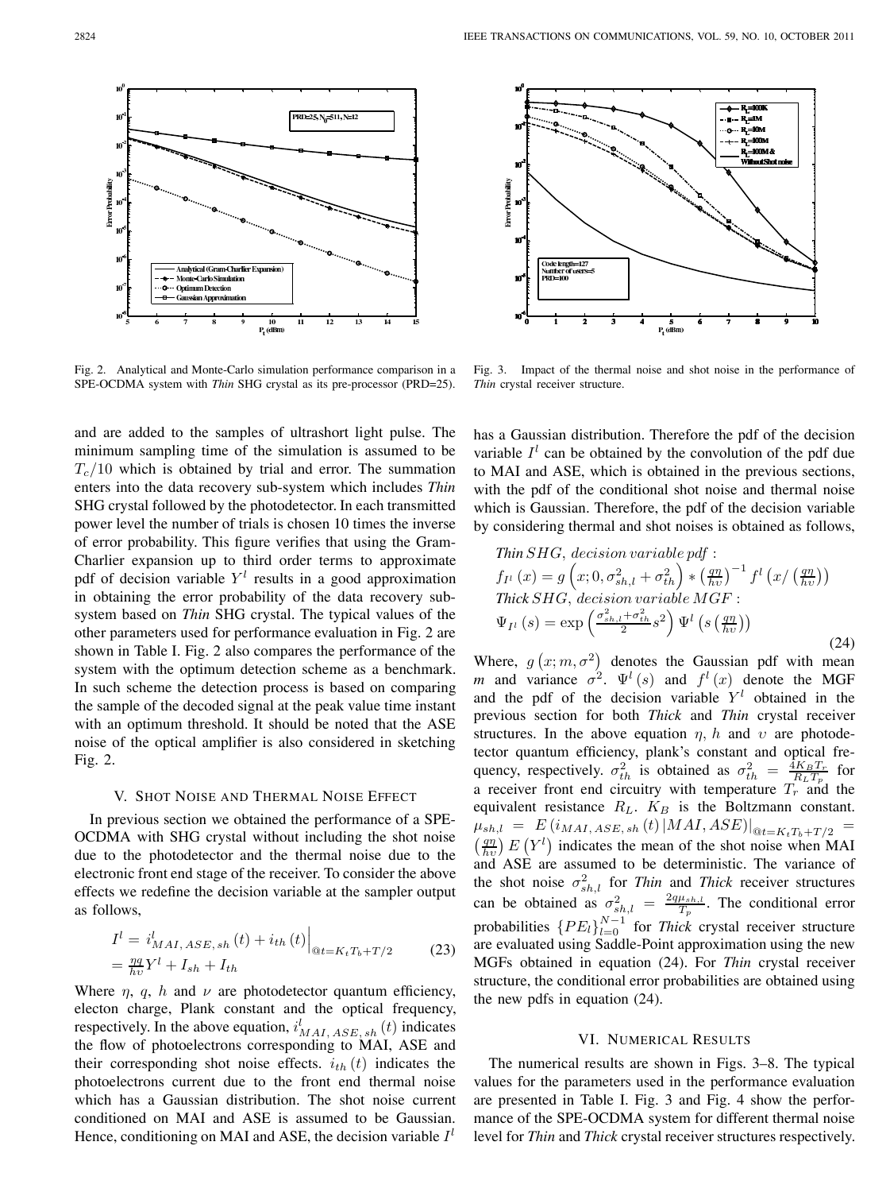Fig. 2. Analytical and Monte-Carlo simulation performance comparison in a SPE-OCDMA system with *Thin* SHG crystal as its pre-processor (PRD=25).

Fig. 3. Impact of the thermal noise and shot noise in the performance of *Thin* crystal receiver structure.

and are added to the samples of ultrashort light pulse. The minimum sampling time of the simulation is assumed to be $T_c/10$ which is obtained by trial and error. The summation enters into the data recovery sub-system which includes *Thin* SHG crystal followed by the photodetector. In each transmitted power level the number of trials is chosen 10 times the inverse of error probability. This figure verifies that using the Gram-Charlier expansion up to third order terms to approximate pdf of decision variable $Y^l$ results in a good approximation in obtaining the error probability of the data recovery sub-system based on *Thin* SHG crystal. The typical values of the other parameters used for performance evaluation in Fig. 2 are shown in Table I. Fig. 2 also compares the performance of the system with the optimum detection scheme as a benchmark. In such scheme the detection process is based on comparing the sample of the decoded signal at the peak value time instant with an optimum threshold. It should be noted that the ASE noise of the optical amplifier is also considered in sketching Fig. 2.

## V. Shot Noise and Thermal Noise Effect

In previous section we obtained the performance of a SPE-OCDMA with SHG crystal without including the shot noise due to the photodetector and the thermal noise due to the electronic front end stage of the receiver. To consider the above effects we redefine the decision variable at the sampler output as follows,

$$\begin{aligned} I^l &= i^l_{MAI,\,ASE,\,sh}(t) + i_{th}(t)\Big|_{@t=K_tT_b+T/2} \\ &= \tfrac{\eta q}{h\upsilon} Y^l + I_{sh} + I_{th} \end{aligned} \tag{23}$$

Where $\eta$, $q$, $h$ and $\nu$ are photodetector quantum efficiency, electon charge, Plank constant and the optical frequency, respectively. In the above equation, $i^l_{MAI,\,ASE,\,sh}(t)$ indicates the flow of photoelectrons corresponding to MAI, ASE and their corresponding shot noise effects. $i_{th}(t)$ indicates the photoelectrons current due to the front end thermal noise which has a Gaussian distribution. The shot noise current conditioned on MAI and ASE is assumed to be Gaussian. Hence, conditioning on MAI and ASE, the decision variable $I^l$ has a Gaussian distribution. Therefore the pdf of the decision variable $I^l$ can be obtained by the convolution of the pdf due to MAI and ASE, which is obtained in the previous sections, with the pdf of the conditional shot noise and thermal noise which is Gaussian. Therefore, the pdf of the decision variable by considering thermal and shot noises is obtained as follows,

$$\begin{aligned} &\textit{Thin}\, SHG,\ decision\ variable\ pdf: \\ &f_{I^l}(x) = g\left(x; 0, \sigma^2_{sh,l} + \sigma^2_{th}\right) * \left(\tfrac{q\eta}{h\upsilon}\right)^{-1} f^l\left(x/\left(\tfrac{q\eta}{h\upsilon}\right)\right) \\ &\textit{Thick}\, SHG,\ decision\ variable\ MGF: \\ &\Psi_{I^l}(s) = \exp\left(\tfrac{\sigma^2_{sh,l}+\sigma^2_{th}}{2} s^2\right) \Psi^l\left(s\left(\tfrac{q\eta}{h\upsilon}\right)\right) \end{aligned} \tag{24}$$

Where, $g\left(x; m, \sigma^2\right)$ denotes the Gaussian pdf with mean $m$ and variance $\sigma^2$. $\Psi^l(s)$ and $f^l(x)$ denote the MGF and the pdf of the decision variable $Y^l$ obtained in the previous section for both *Thick* and *Thin* crystal receiver structures. In the above equation $\eta$, $h$ and $\upsilon$ are photodetector quantum efficiency, plank's constant and optical frequency, respectively. $\sigma^2_{th}$ is obtained as $\sigma^2_{th} = \frac{4K_BT_r}{R_LT_p}$ for a receiver front end circuitry with temperature $T_r$ and the equivalent resistance $R_L$. $K_B$ is the Boltzmann constant. $\mu_{sh,l} = E\left(i_{MAI,\,ASE,\,sh}(t)\,|MAI, ASE)\right|_{@t=K_tT_b+T/2} = \left(\frac{q\eta}{h\upsilon}\right) E\left(Y^l\right)$ indicates the mean of the shot noise when MAI and ASE are assumed to be deterministic. The variance of the shot noise $\sigma^2_{sh,l}$ for *Thin* and *Thick* receiver structures can be obtained as $\sigma^2_{sh,l} = \frac{2q\mu_{sh,l}}{T_p}$. The conditional error probabilities $\{PE_l\}_{l=0}^{N-1}$ for *Thick* crystal receiver structure are evaluated using Saddle-Point approximation using the new MGFs obtained in equation (24). For *Thin* crystal receiver structure, the conditional error probabilities are obtained using the new pdfs in equation (24).

## VI. Numerical Results

The numerical results are shown in Figs. 3–8. The typical values for the parameters used in the performance evaluation are presented in Table I. Fig. 3 and Fig. 4 show the performance of the SPE-OCDMA system for different thermal noise level for *Thin* and *Thick* crystal receiver structures respectively.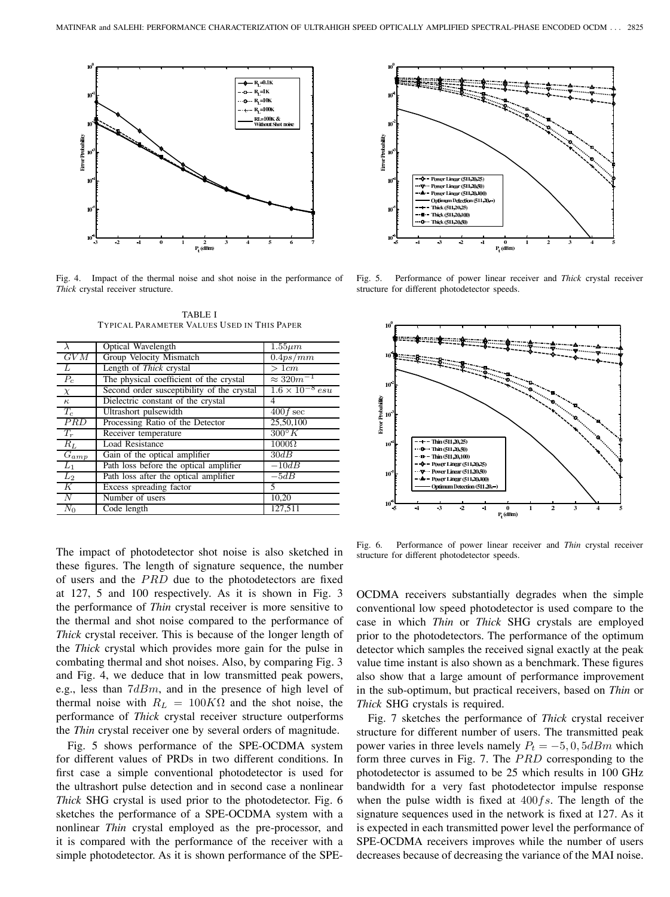Fig. 4. Impact of the thermal noise and shot noise in the performance of *Thick* crystal receiver structure.

Fig. 5. Performance of power linear receiver and *Thick* crystal receiver structure for different photodetector speeds.

TABLE I
TYPICAL PARAMETER VALUES USED IN THIS PAPER

| | | |
|---|---|---|
| $\lambda$ | Optical Wavelength | $1.55\mu m$ |
| $GVM$ | Group Velocity Mismatch | $0.4ps/mm$ |
| $L$ | Length of *Thick* crystal | $> 1cm$ |
| $P_c$ | The physical coefficient of the crystal | $\approx 320m^{-1}$ |
| $\chi$ | Second order susceptibility of the crystal | $1.6 \times 10^{-8}\,esu$ |
| $\kappa$ | Dielectric constant of the crystal | 4 |
| $T_c$ | Ultrashort pulsewidth | $400f\sec$ |
| $PRD$ | Processing Ratio of the Detector | 25,50,100 |
| $T_r$ | Receiver temperature | $300^{\circ}K$ |
| $R_L$ | Load Resistance | $1000\Omega$ |
| $G_{amp}$ | Gain of the optical amplifier | $30dB$ |
| $L_1$ | Path loss before the optical amplifier | $-10dB$ |
| $L_2$ | Path loss after the optical amplifier | $-5dB$ |
| $K$ | Excess spreading factor | 5 |
| $N$ | Number of users | 10,20 |
| $N_0$ | Code length | 127,511 |

The impact of photodetector shot noise is also sketched in these figures. The length of signature sequence, the number of users and the $PRD$ due to the photodetectors are fixed at 127, 5 and 100 respectively. As it is shown in Fig. 3 the performance of *Thin* crystal receiver is more sensitive to the thermal and shot noise compared to the performance of *Thick* crystal receiver. This is because of the longer length of the *Thick* crystal which provides more gain for the pulse in combating thermal and shot noises. Also, by comparing Fig. 3 and Fig. 4, we deduce that in low transmitted peak powers, e.g., less than $7dBm$, and in the presence of high level of thermal noise with $R_L = 100K\Omega$ and the shot noise, the performance of *Thick* crystal receiver structure outperforms the *Thin* crystal receiver one by several orders of magnitude.

Fig. 5 shows performance of the SPE-OCDMA system for different values of PRDs in two different conditions. In first case a simple conventional photodetector is used for the ultrashort pulse detection and in second case a nonlinear *Thick* SHG crystal is used prior to the photodetector. Fig. 6 sketches the performance of a SPE-OCDMA system with a nonlinear *Thin* crystal employed as the pre-processor, and it is compared with the performance of the receiver with a simple photodetector. As it is shown performance of the SPE-OCDMA receivers substantially degrades when the simple conventional low speed photodetector is used compare to the case in which *Thin* or *Thick* SHG crystals are employed prior to the photodetectors. The performance of the optimum detector which samples the received signal exactly at the peak value time instant is also shown as a benchmark. These figures also show that a large amount of performance improvement in the sub-optimum, but practical receivers, based on *Thin* or *Thick* SHG crystals is required.

Fig. 6. Performance of power linear receiver and *Thin* crystal receiver structure for different photodetector speeds.

Fig. 7 sketches the performance of *Thick* crystal receiver structure for different number of users. The transmitted peak power varies in three levels namely $P_t = -5, 0, 5dBm$ which form three curves in Fig. 7. The $PRD$ corresponding to the photodetector is assumed to be 25 which results in 100 GHz bandwidth for a very fast photodetector impulse response when the pulse width is fixed at $400fs$. The length of the signature sequences used in the network is fixed at 127. As it is expected in each transmitted power level the performance of SPE-OCDMA receivers improves while the number of users decreases because of decreasing the variance of the MAI noise.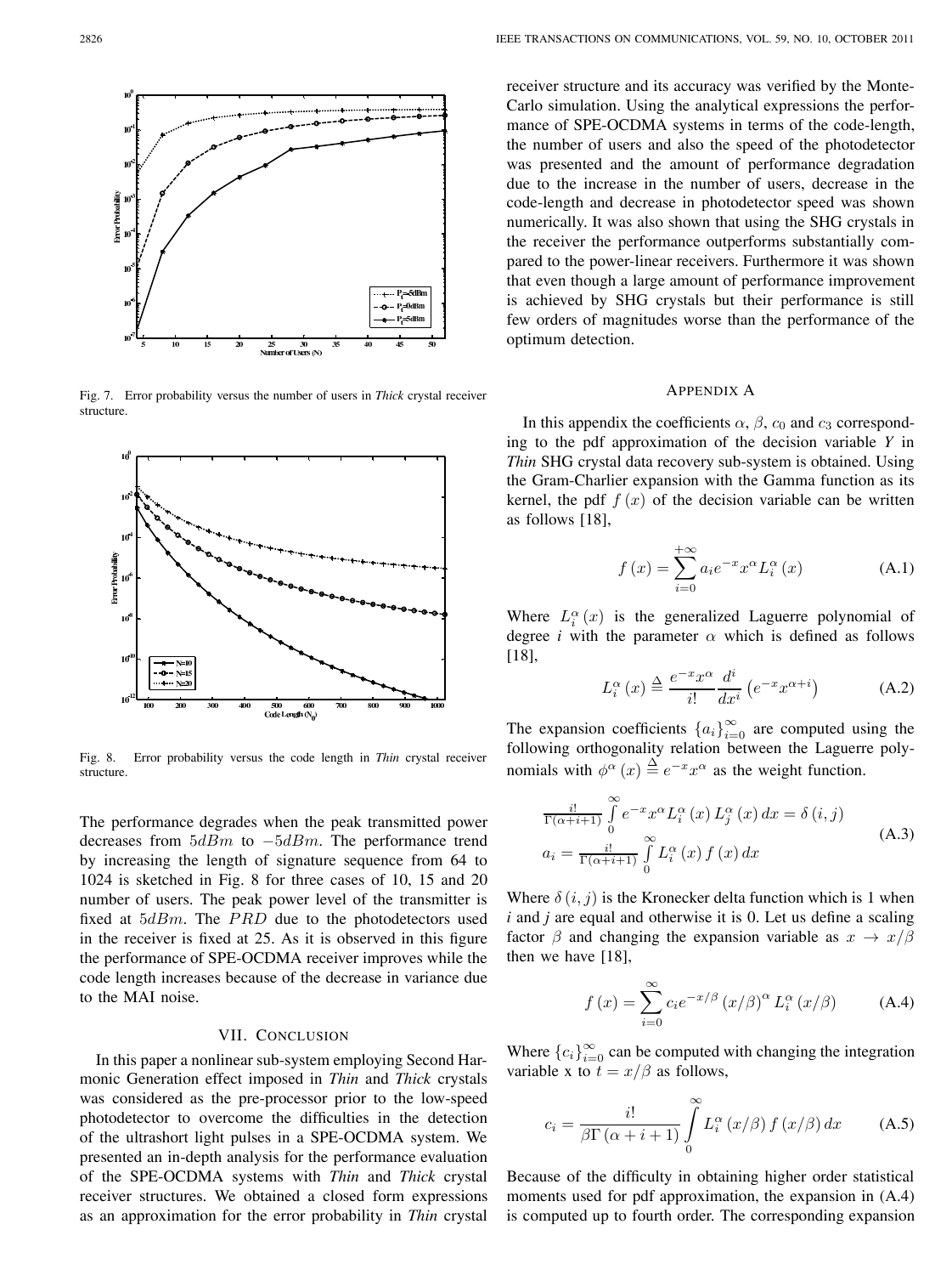Fig. 7. Error probability versus the number of users in *Thick* crystal receiver structure.

Fig. 8. Error probability versus the code length in *Thin* crystal receiver structure.

The performance degrades when the peak transmitted power decreases from $5dBm$ to $-5dBm$. The performance trend by increasing the length of signature sequence from 64 to 1024 is sketched in Fig. 8 for three cases of 10, 15 and 20 number of users. The peak power level of the transmitter is fixed at $5dBm$. The $PRD$ due to the photodetectors used in the receiver is fixed at 25. As it is observed in this figure the performance of SPE-OCDMA receiver improves while the code length increases because of the decrease in variance due to the MAI noise.

## VII. CONCLUSION

In this paper a nonlinear sub-system employing Second Harmonic Generation effect imposed in *Thin* and *Thick* crystals was considered as the pre-processor prior to the low-speed photodetector to overcome the difficulties in the detection of the ultrashort light pulses in a SPE-OCDMA system. We presented an in-depth analysis for the performance evaluation of the SPE-OCDMA systems with *Thin* and *Thick* crystal receiver structures. We obtained a closed form expressions as an approximation for the error probability in *Thin* crystal receiver structure and its accuracy was verified by the Monte-Carlo simulation. Using the analytical expressions the performance of SPE-OCDMA systems in terms of the code-length, the number of users and also the speed of the photodetector was presented and the amount of performance degradation due to the increase in the number of users, decrease in the code-length and decrease in photodetector speed was shown numerically. It was also shown that using the SHG crystals in the receiver the performance outperforms substantially compared to the power-linear receivers. Furthermore it was shown that even though a large amount of performance improvement is achieved by SHG crystals but their performance is still few orders of magnitudes worse than the performance of the optimum detection.

## APPENDIX A

In this appendix the coefficients $\alpha$, $\beta$, $c_0$ and $c_3$ corresponding to the pdf approximation of the decision variable *Y* in *Thin* SHG crystal data recovery sub-system is obtained. Using the Gram-Charlier expansion with the Gamma function as its kernel, the pdf $f(x)$ of the decision variable can be written as follows [18],

$$f(x) = \sum_{i=0}^{+\infty} a_i e^{-x} x^{\alpha} L_i^{\alpha}(x) \tag{A.1}$$

Where $L_i^{\alpha}(x)$ is the generalized Laguerre polynomial of degree *i* with the parameter $\alpha$ which is defined as follows [18],

$$L_i^{\alpha}(x) \triangleq \frac{e^{-x} x^{\alpha}}{i!} \frac{d^i}{dx^i}\left(e^{-x} x^{\alpha+i}\right) \tag{A.2}$$

The expansion coefficients $\{a_i\}_{i=0}^{\infty}$ are computed using the following orthogonality relation between the Laguerre polynomials with $\phi^{\alpha}(x) \triangleq e^{-x} x^{\alpha}$ as the weight function.

$$\begin{aligned} &\frac{i!}{\Gamma(\alpha+i+1)} \int_0^{\infty} e^{-x} x^{\alpha} L_i^{\alpha}(x) L_j^{\alpha}(x)\, dx = \delta(i,j) \\ &a_i = \frac{i!}{\Gamma(\alpha+i+1)} \int_0^{\infty} L_i^{\alpha}(x) f(x)\, dx \end{aligned} \tag{A.3}$$

Where $\delta(i,j)$ is the Kronecker delta function which is 1 when *i* and *j* are equal and otherwise it is 0. Let us define a scaling factor $\beta$ and changing the expansion variable as $x \to x/\beta$ then we have [18],

$$f(x) = \sum_{i=0}^{\infty} c_i e^{-x/\beta} (x/\beta)^{\alpha} L_i^{\alpha}(x/\beta) \tag{A.4}$$

Where $\{c_i\}_{i=0}^{\infty}$ can be computed with changing the integration variable x to $t = x/\beta$ as follows,

$$c_i = \frac{i!}{\beta\Gamma(\alpha+i+1)} \int_0^{\infty} L_i^{\alpha}(x/\beta) f(x/\beta)\, dx \tag{A.5}$$

Because of the difficulty in obtaining higher order statistical moments used for pdf approximation, the expansion in (A.4) is computed up to fourth order. The corresponding expansion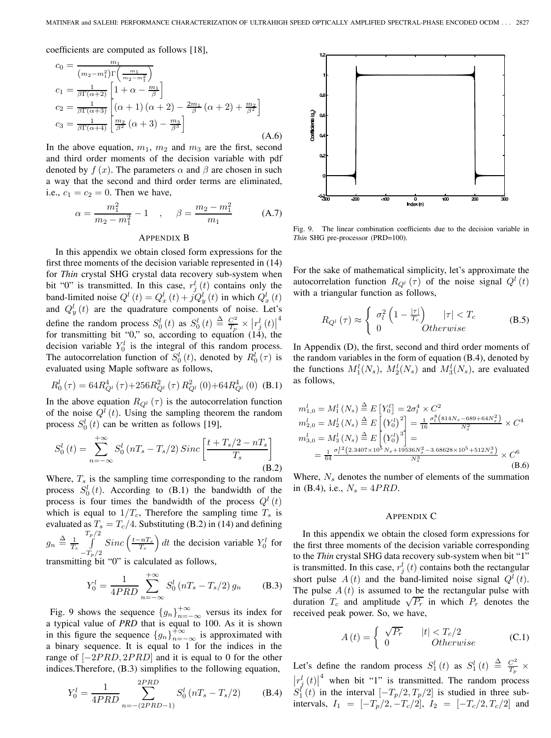coefficients are computed as follows [18],

$$
\begin{aligned}
c_0 &= \frac{m_1}{\left(m_2-m_1^2\right)\Gamma\left(\frac{m_1}{m_2-m_1^2}\right)} \\
c_1 &= \frac{1}{\beta\Gamma(\alpha+2)}\left[1+\alpha-\frac{m_1}{\beta}\right] \\
c_2 &= \frac{1}{\beta\Gamma(\alpha+3)}\left[(\alpha+1)(\alpha+2)-\frac{2m_1}{\beta}(\alpha+2)+\frac{m_2}{\beta^2}\right] \\
c_3 &= \frac{1}{\beta\Gamma(\alpha+4)}\left[\frac{m_2}{\beta^2}(\alpha+3)-\frac{m_3}{\beta^3}\right]
\end{aligned} \tag{A.6}
$$

In the above equation, $m_1$, $m_2$ and $m_3$ are the first, second and third order moments of the decision variable with pdf denoted by $f(x)$. The parameters $\alpha$ and $\beta$ are chosen in such a way that the second and third order terms are eliminated, i.e., $c_1 = c_2 = 0$. Then we have,

$$
\alpha = \frac{m_1^2}{m_2-m_1^2} - 1 \quad , \quad \beta = \frac{m_2-m_1^2}{m_1} \tag{A.7}
$$

## Appendix B

In this appendix we obtain closed form expressions for the first three moments of the decision variable represented in (14) for *Thin* crystal SHG crystal data recovery sub-system when bit "0" is transmitted. In this case, $r_j^l(t)$ contains only the band-limited noise $Q^l(t) = Q_x^l(t) + jQ_y^l(t)$ in which $Q_x^l(t)$ and $Q_y^l(t)$ are the quadrature components of noise. Let's define the random process $S_0^l(t)$ as $S_0^l(t) \triangleq \frac{C^2}{T_p} \times \left|r_j^l(t)\right|^4$ for transmitting bit "0," so, according to equation (14), the decision variable $Y_0^l$ is the integral of this random process. The autocorrelation function of $S_0^l(t)$, denoted by $R_0^l(\tau)$ is evaluated using Maple software as follows,

$$
R_0^l(\tau) = 64R_{Q^l}^4(\tau) + 256R_{Q^l}^2(\tau)R_{Q^l}^2(0) + 64R_{Q^l}^4(0) \tag{B.1}
$$

In the above equation $R_{Q^l}(\tau)$ is the autocorrelation function of the noise $Q^l(t)$. Using the sampling theorem the random process $S_0^l(t)$ can be written as follows [19],

$$
S_0^l(t) = \sum_{n=-\infty}^{+\infty} S_0^l(nT_s - T_s/2)\, Sinc\left[\frac{t + T_s/2 - nT_s}{T_s}\right] \tag{B.2}
$$

Where, $T_s$ is the sampling time corresponding to the random process $S_0^l(t)$. According to (B.1) the bandwidth of the process is four times the bandwidth of the process $Q^l(t)$ which is equal to $1/T_c$, Therefore the sampling time $T_s$ is evaluated as $T_s = T_c/4$. Substituting (B.2) in (14) and defining $g_n \triangleq \frac{1}{T_s}\int_{-T_p/2}^{T_p/2} Sinc\left(\frac{t-nT_s}{T_s}\right)dt$ the decision variable $Y_0^l$ for transmitting bit "0" is calculated as follows,

$$
Y_0^l = \frac{1}{4PRD}\sum_{n=-\infty}^{+\infty} S_0^l(nT_s - T_s/2)\, g_n \tag{B.3}
$$

Fig. 9 shows the sequence $\{g_n\}_{n=-\infty}^{+\infty}$ versus its index for a typical value of *PRD* that is equal to 100. As it is shown in this figure the sequence $\{g_n\}_{n=-\infty}^{+\infty}$ is approximated with a binary sequence. It is equal to 1 for the indices in the range of $[-2PRD, 2PRD]$ and it is equal to 0 for the other indices.Therefore, (B.3) simplifies to the following equation,

$$
Y_0^l = \frac{1}{4PRD}\sum_{n=-(2PRD-1)}^{2PRD} S_0^l(nT_s - T_s/2) \tag{B.4}
$$

Fig. 9. The linear combination coefficients due to the decision variable in *Thin* SHG pre-processor (PRD=100).

For the sake of mathematical simplicity, let's approximate the autocorrelation function $R_{Q^l}(\tau)$ of the noise signal $Q^l(t)$ with a triangular function as follows,

$$
R_{Q^l}(\tau) \approx \begin{cases} \sigma_l^2\left(1 - \frac{|\tau|}{T_c}\right) & |\tau| < T_c \\ 0 & Otherwise \end{cases} \tag{B.5}
$$

In Appendix (D), the first, second and third order moments of the random variables in the form of equation (B.4), denoted by the functions $M_1^l(N_s)$, $M_2^l(N_s)$ and $M_3^l(N_s)$, are evaluated as follows,

$$
\begin{aligned}
m_{1,0}^l &= M_1^l(N_s) \triangleq E\left[Y_0^l\right] = 2\sigma_l^4 \times C^2 \\
m_{2,0}^l &= M_2^l(N_s) \triangleq E\left[\left(Y_0^l\right)^2\right] = \frac{1}{16}\frac{\sigma_l^8\left(814N_s - 689 + 64N_s^2\right)}{N_s^2} \times C^4 \\
m_{3,0}^l &= M_3^l(N_s) \triangleq E\left[\left(Y_0^l\right)^3\right] = \\
&= \frac{1}{64}\frac{\sigma_l^{12}\left(2.3407\times10^5 N_s + 19536N_s^2 - 3.68628\times10^5 + 512N_s^3\right)}{N_s^3} \times C^6
\end{aligned} \tag{B.6}
$$

Where, $N_s$ denotes the number of elements of the summation in (B.4), i.e., $N_s = 4PRD$.

## Appendix C

In this appendix we obtain the closed form expressions for the first three moments of the decision variable corresponding to the *Thin* crystal SHG data recovery sub-system when bit "1" is transmitted. In this case, $r_j^l(t)$ contains both the rectangular short pulse $A(t)$ and the band-limited noise signal $Q^l(t)$. The pulse $A(t)$ is assumed to be the rectangular pulse with duration $T_c$ and amplitude $\sqrt{P_r}$ in which $P_r$ denotes the received peak power. So, we have,

$$
A(t) = \begin{cases} \sqrt{P_r} & |t| < T_c/2 \\ 0 & Otherwise \end{cases} \tag{C.1}
$$

Let's define the random process $S_1^l(t)$ as $S_1^l(t) \triangleq \frac{C^2}{T_p} \times \left|r_j^l(t)\right|^4$ when bit "1" is transmitted. The random process $S_1^l(t)$ in the interval $[-T_p/2, T_p/2]$ is studied in three sub-intervals, $I_1 = [-T_p/2, -T_c/2]$, $I_2 = [-T_c/2, T_c/2]$ and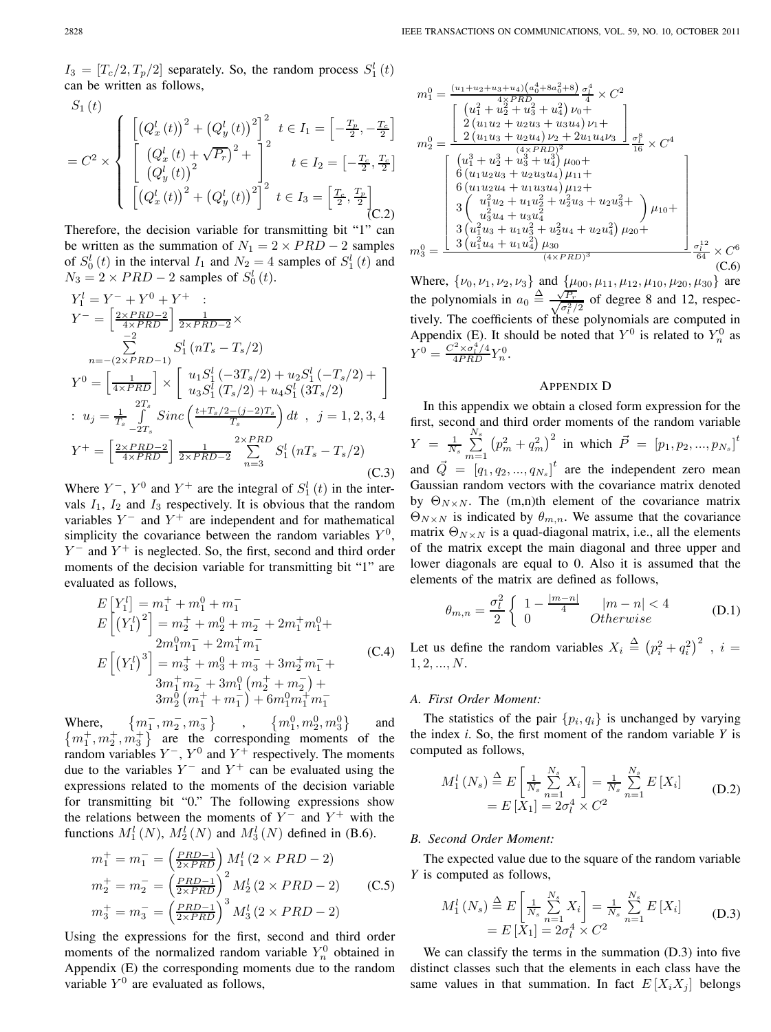$I_3 = [T_c/2, T_p/2]$ separately. So, the random process $S_1^l(t)$ can be written as follows,

$$
S_1(t) = C^2 \times \begin{cases} \left[\left(Q_x^l(t)\right)^2 + \left(Q_y^l(t)\right)^2\right]^2 & t \in I_1 = \left[-\frac{T_p}{2}, -\frac{T_c}{2}\right] \\ \left[\begin{array}{c} \left(Q_x^l(t) + \sqrt{P_r}\right)^2 + \\ \left(Q_y^l(t)\right)^2 \end{array}\right]^2 & t \in I_2 = \left[-\frac{T_c}{2}, \frac{T_c}{2}\right] \\ \left[\left(Q_x^l(t)\right)^2 + \left(Q_y^l(t)\right)^2\right]^2 & t \in I_3 = \left[\frac{T_c}{2}, \frac{T_p}{2}\right] \end{cases} \tag{C.2}
$$

Therefore, the decision variable for transmitting bit "1" can be written as the summation of $N_1 = 2 \times PRD - 2$ samples of $S_0^l(t)$ in the interval $I_1$ and $N_2 = 4$ samples of $S_1^l(t)$ and $N_3 = 2 \times PRD - 2$ samples of $S_0^l(t)$.

$$
\begin{aligned}
&Y_1^l = Y^- + Y^0 + Y^+ \quad : \\
&Y^- = \left[\tfrac{2\times PRD-2}{4\times PRD}\right] \tfrac{1}{2\times PRD-2} \times \sum_{n=-(2\times PRD-1)}^{-2} S_1^l\left(nT_s - T_s/2\right) \\
&Y^0 = \left[\tfrac{1}{4\times PRD}\right] \times \left[\begin{array}{c} u_1 S_1^l(-3T_s/2) + u_2 S_1^l(-T_s/2) + \\ u_3 S_1^l(T_s/2) + u_4 S_1^l(3T_s/2) \end{array}\right] \\
&: \; u_j = \tfrac{1}{T_s} \int_{-2T_s}^{2T_s} Sinc\left(\tfrac{t+T_s/2-(j-2)T_s}{T_s}\right) dt \;\; , \;\; j = 1,2,3,4 \\
&Y^+ = \left[\tfrac{2\times PRD-2}{4\times PRD}\right] \tfrac{1}{2\times PRD-2} \sum_{n=3}^{2\times PRD} S_1^l\left(nT_s - T_s/2\right)
\end{aligned} \tag{C.3}
$$

Where $Y^-$, $Y^0$ and $Y^+$ are the integral of $S_1^l(t)$ in the intervals $I_1$, $I_2$ and $I_3$ respectively. It is obvious that the random variables $Y^-$ and $Y^+$ are independent and for mathematical simplicity the covariance between the random variables $Y^0$, $Y^-$ and $Y^+$ is neglected. So, the first, second and third order moments of the decision variable for transmitting bit "1" are evaluated as follows,

$$
\begin{aligned}
E\left[Y_1^l\right] &= m_1^+ + m_1^0 + m_1^- \\
E\left[\left(Y_1^l\right)^2\right] &= m_2^+ + m_2^0 + m_2^- + 2m_1^+ m_1^0 + 2m_1^0 m_1^- + 2m_1^+ m_1^- \\
E\left[\left(Y_1^l\right)^3\right] &= m_3^+ + m_3^0 + m_3^- + 3m_2^+ m_1^- + 3m_1^+ m_2^- + 3m_1^0\left(m_2^+ + m_2^-\right) + 3m_2^0\left(m_1^+ + m_1^-\right) + 6m_1^0 m_1^+ m_1^-
\end{aligned} \tag{C.4}
$$

Where, $\{m_1^-, m_2^-, m_3^-\}$, $\{m_1^0, m_2^0, m_3^0\}$ and $\{m_1^+, m_2^+, m_3^+\}$ are the corresponding moments of the random variables $Y^-$, $Y^0$ and $Y^+$ respectively. The moments due to the variables $Y^-$ and $Y^+$ can be evaluated using the expressions related to the moments of the decision variable for transmitting bit "0." The following expressions show the relations between the moments of $Y^-$ and $Y^+$ with the functions $M_1^l(N)$, $M_2^l(N)$ and $M_3^l(N)$ defined in (B.6).

$$
\begin{aligned}
m_1^+ = m_1^- &= \left(\tfrac{PRD-1}{2\times PRD}\right) M_1^l\left(2\times PRD - 2\right) \\
m_2^+ = m_2^- &= \left(\tfrac{PRD-1}{2\times PRD}\right)^2 M_2^l\left(2\times PRD - 2\right) \\
m_3^+ = m_3^- &= \left(\tfrac{PRD-1}{2\times PRD}\right)^3 M_3^l\left(2\times PRD - 2\right)
\end{aligned} \tag{C.5}
$$

Using the expressions for the first, second and third order moments of the normalized random variable $Y_n^0$ obtained in Appendix (E) the corresponding moments due to the random variable $Y^0$ are evaluated as follows,

$$
\begin{aligned}
m_1^0 &= \tfrac{(u_1+u_2+u_3+u_4)\left(a_0^4 + 8a_0^2 + 8\right)}{4\times PRD} \tfrac{\sigma_l^4}{4} \times C^2 \\
m_2^0 &= \frac{\left[\begin{array}{c} \left(u_1^2+u_2^2+u_3^2+u_4^2\right)\nu_0 + \\ 2\left(u_1u_2+u_2u_3+u_3u_4\right)\nu_1 + \\ 2\left(u_1u_3+u_2u_4\right)\nu_2 + 2u_1u_4\nu_3 \end{array}\right]}{(4\times PRD)^2} \frac{\sigma_l^8}{16} \times C^4 \\
m_3^0 &= \frac{\left[\begin{array}{c} \left(u_1^3+u_2^3+u_3^3+u_4^3\right)\mu_{00} + \\ 6\left(u_1u_2u_3+u_2u_3u_4\right)\mu_{11} + \\ 6\left(u_1u_2u_4+u_1u_3u_4\right)\mu_{12} + \\ 3\left(\begin{array}{c} u_1^2u_2+u_1u_2^2+u_2^2u_3+u_2u_3^2+ \\ u_3^2u_4+u_3u_4^2 \end{array}\right)\mu_{10} + \\ 3\left(u_1^2u_3+u_1u_3^2+u_2^2u_4+u_2u_4^2\right)\mu_{20} + \\ 3\left(u_1^2u_4+u_1u_4^2\right)\mu_{30} \end{array}\right]}{(4\times PRD)^3} \frac{\sigma_l^{12}}{64} \times C^6
\end{aligned} \tag{C.6}
$$

Where, $\{\nu_0, \nu_1, \nu_2, \nu_3\}$ and $\{\mu_{00}, \mu_{11}, \mu_{12}, \mu_{10}, \mu_{20}, \mu_{30}\}$ are the polynomials in $a_0 \triangleq \frac{\sqrt{P_r}}{\sqrt{\sigma_l^2/2}}$ of degree 8 and 12, respectively. The coefficients of these polynomials are computed in Appendix (E). It should be noted that $Y^0$ is related to $Y_n^0$ as $Y^0 = \frac{C^2\times\sigma_l^4/4}{4PRD} Y_n^0$.

## Appendix D

In this appendix we obtain a closed form expression for the first, second and third order moments of the random variable $Y = \frac{1}{N_s}\sum_{m=1}^{N_s}\left(p_m^2 + q_m^2\right)^2$ in which $\vec{P} = [p_1, p_2, ..., p_{N_s}]^t$ and $\vec{Q} = [q_1, q_2, ..., q_{N_s}]^t$ are the independent zero mean Gaussian random vectors with the covariance matrix denoted by $\Theta_{N\times N}$. The (m,n)th element of the covariance matrix $\Theta_{N\times N}$ is indicated by $\theta_{m,n}$. We assume that the covariance matrix $\Theta_{N\times N}$ is a quad-diagonal matrix, i.e., all the elements of the matrix except the main diagonal and three upper and lower diagonals are equal to 0. Also it is assumed that the elements of the matrix are defined as follows,

$$
\theta_{m,n} = \frac{\sigma_l^2}{2}\begin{cases} 1 - \frac{|m-n|}{4} & |m-n| < 4 \\ 0 & Otherwise \end{cases} \tag{D.1}
$$

Let us define the random variables $X_i \triangleq \left(p_i^2 + q_i^2\right)^2$ , $i = 1, 2, ..., N$.

### A. First Order Moment:

The statistics of the pair $\{p_i, q_i\}$ is unchanged by varying the index *i*. So, the first moment of the random variable *Y* is computed as follows,

$$
\begin{aligned}
M_1^l(N_s) &\triangleq E\left[\tfrac{1}{N_s}\sum_{n=1}^{N_s} X_i\right] = \tfrac{1}{N_s}\sum_{n=1}^{N_s} E\left[X_i\right] \\
&= E\left[X_1\right] = 2\sigma_l^4 \times C^2
\end{aligned} \tag{D.2}
$$

### B. Second Order Moment:

The expected value due to the square of the random variable *Y* is computed as follows,

$$
\begin{aligned}
M_1^l(N_s) &\triangleq E\left[\tfrac{1}{N_s}\sum_{n=1}^{N_s} X_i\right] = \tfrac{1}{N_s}\sum_{n=1}^{N_s} E\left[X_i\right] \\
&= E\left[X_1\right] = 2\sigma_l^4 \times C^2
\end{aligned} \tag{D.3}
$$

We can classify the terms in the summation (D.3) into five distinct classes such that the elements in each class have the same values in that summation. In fact $E[X_iX_j]$ belongs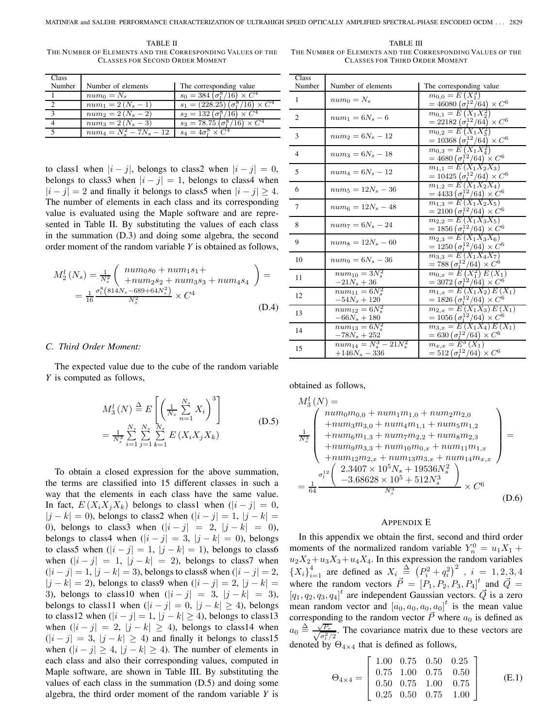TABLE II
THE NUMBER OF ELEMENTS AND THE CORRESPONDING VALUES OF THE CLASSES FOR SECOND ORDER MOMENT

| Class Number | Number of elements | The corresponding value |
|---|---|---|
| 1 | $num_0 = N_s$ | $s_0 = 384\left(\sigma_l^8/16\right) \times C^4$ |
| 2 | $num_1 = 2\left(N_s - 1\right)$ | $s_1 = (228.25)\left(\sigma_l^8/16\right) \times C^4$ |
| 3 | $num_2 = 2\left(N_s - 2\right)$ | $s_2 = 132\left(\sigma_l^8/16\right) \times C^4$ |
| 4 | $num_3 = 2\left(N_s - 3\right)$ | $s_3 = 78.75\left(\sigma_l^8/16\right) \times C^4$ |
| 5 | $num_4 = N_s^2 - 7N_s - 12$ | $s_4 = 4\sigma_l^8 \times C^4$ |

to class1 when $|i - j|$, belongs to class2 when $|i - j| = 0$, belongs to class3 when $|i - j| = 1$, belongs to class4 when $|i - j| = 2$ and finally it belongs to class5 when $|i - j| \geq 4$. The number of elements in each class and its corresponding value is evaluated using the Maple software and are represented in Table II. By substituting the values of each class in the summation (D.3) and doing some algebra, the second order moment of the random variable $Y$ is obtained as follows,

$$M_2^l\left(N_s\right) = \frac{1}{N_s^2}\left(\begin{array}{c} num_0 s_0 + num_1 s_1 + \\ +num_2 s_2 + num_3 s_3 + num_4 s_4 \end{array}\right) = \\ = \frac{1}{16}\frac{\sigma_l^8\left(814N_s - 689 + 64N_s^2\right)}{N_s^2} \times C^4 \tag{D.4}$$

### C. Third Order Moment:

The expected value due to the cube of the random variable $Y$ is computed as follows,

$$M_3^l\left(N\right) \triangleq E\left[\left(\frac{1}{N_s}\sum_{n=1}^{N_s} X_i\right)^3\right] \\ = \frac{1}{N_s^3}\sum_{i=1}^{N_s}\sum_{j=1}^{N_s}\sum_{k=1}^{N_s} E\left(X_i X_j X_k\right) \tag{D.5}$$

To obtain a closed expression for the above summation, the terms are classified into 15 different classes in such a way that the elements in each class have the same value. In fact, $E\left(X_i X_j X_k\right)$ belongs to class1 when ($|i - j| = 0$, $|j - k| = 0$), belongs to class2 when ($|i - j| = 1$, $|j - k| = 0$), belongs to class3 when ($|i - j| = 2$, $|j - k| = 0$), belongs to class4 when ($|i - j| = 3$, $|j - k| = 0$), belongs to class5 when ($|i - j| = 1$, $|j - k| = 1$), belongs to class6 when ($|i - j| = 1$, $|j - k| = 2$), belongs to class7 when ($|i - j| = 1$, $|j - k| = 3$), belongs to class8 when ($|i - j| = 2$, $|j - k| = 2$), belongs to class9 when ($|i - j| = 2$, $|j - k| = 3$), belongs to class10 when ($|i - j| = 3$, $|j - k| = 3$), belongs to class11 when ($|i - j| = 0$, $|j - k| \geq 4$), belongs to class12 when ($|i - j| = 1$, $|j - k| \geq 4$), belongs to class13 when ($|i - j| = 2$, $|j - k| \geq 4$), belongs to class14 when ($|i - j| = 3$, $|j - k| \geq 4$) and finally it belongs to class15 when ($|i - j| \geq 4$, $|j - k| \geq 4$). The number of elements in each class and also their corresponding values, computed in Maple software, are shown in Table III. By substituting the values of each class in the summation (D.5) and doing some algebra, the third order moment of the random variable $Y$ is obtained as follows,

TABLE III
THE NUMBER OF ELEMENTS AND THE CORRESPONDING VALUES OF THE CLASSES FOR THIRD ORDER MOMENT

| Class Number | Number of elements | The corresponding value |
|---|---|---|
| 1 | $num_0 = N_s$ | $m_{0,0} = E\left(X_1^3\right) = 46080\left(\sigma_l^{12}/64\right) \times C^6$ |
| 2 | $num_1 = 6N_s - 6$ | $m_{0,1} = E\left(X_1 X_2^2\right) = 22182\left(\sigma_l^{12}/64\right) \times C^6$ |
| 3 | $num_2 = 6N_s - 12$ | $m_{0,2} = E\left(X_1 X_3^2\right) = 10368\left(\sigma_l^{12}/64\right) \times C^6$ |
| 4 | $num_3 = 6N_s - 18$ | $m_{0,3} = E\left(X_1 X_4^2\right) = 4680\left(\sigma_l^{12}/64\right) \times C^6$ |
| 5 | $num_4 = 6N_s - 12$ | $m_{1,1} = E\left(X_1 X_2 X_3\right) = 10425\left(\sigma_l^{12}/64\right) \times C^6$ |
| 6 | $num_5 = 12N_s - 36$ | $m_{1,2} = E\left(X_1 X_2 X_4\right) = 4433\left(\sigma_l^{12}/64\right) \times C^6$ |
| 7 | $num_6 = 12N_s - 48$ | $m_{1,3} = E\left(X_1 X_2 X_5\right) = 2100\left(\sigma_l^{12}/64\right) \times C^6$ |
| 8 | $num_7 = 6N_s - 24$ | $m_{2,2} = E\left(X_1 X_3 X_5\right) = 1856\left(\sigma_l^{12}/64\right) \times C^6$ |
| 9 | $num_8 = 12N_s - 60$ | $m_{2,3} = E\left(X_1 X_3 X_6\right) = 1250\left(\sigma_l^{12}/64\right) \times C^6$ |
| 10 | $num_9 = 6N_s - 36$ | $m_{3,3} = E\left(X_1 X_4 X_7\right) = 788\left(\sigma_l^{12}/64\right) \times C^6$ |
| 11 | $num_{10} = 3N_s^2 - 21N_s + 36$ | $m_{0,x} = E\left(X_1^2\right) E\left(X_1\right) = 3072\left(\sigma_l^{12}/64\right) \times C^6$ |
| 12 | $num_{11} = 6N_s^2 - 54N_s + 120$ | $m_{1,x} = E\left(X_1 X_2\right) E\left(X_1\right) = 1826\left(\sigma_l^{12}/64\right) \times C^6$ |
| 13 | $num_{12} = 6N_s^2 - 66N_s + 180$ | $m_{2,x} = E\left(X_1 X_3\right) E\left(X_1\right) = 1056\left(\sigma_l^{12}/64\right) \times C^6$ |
| 14 | $num_{13} = 6N_s^2 - 78N_s + 252$ | $m_{3,x} = E\left(X_1 X_4\right) E\left(X_1\right) = 630\left(\sigma_l^{12}/64\right) \times C^6$ |
| 15 | $num_{14} = N_s^3 - 21N_s^2 + 146N_s - 336$ | $m_{x,x} = E^3\left(X_1\right) = 512\left(\sigma_l^{12}/64\right) \times C^6$ |

$$M_3^l\left(N\right) = \\ \frac{1}{N_s^3}\left(\begin{array}{c} num_0 m_{0,0} + num_1 m_{1,0} + num_2 m_{2,0} \\ +num_3 m_{3,0} + num_4 m_{1,1} + num_5 m_{1,2} \\ +num_6 m_{1,3} + num_7 m_{2,2} + num_8 m_{2,3} \\ +num_9 m_{3,3} + num_{10} m_{0,x} + num_{11} m_{1,x} \\ +num_{12} m_{2,x} + num_{13} m_{3,x} + num_{14} m_{x,x} \end{array}\right) = \\ = \frac{1}{64}\frac{\sigma_l^{12}\left(\begin{array}{c} 2.3407 \times 10^5 N_s + 19536N_s^2 \\ -3.68628 \times 10^5 + 512N_s^3 \end{array}\right)}{N_s^3} \times C^6 \tag{D.6}$$

## APPENDIX E

In this appendix we obtain the first, second and third order moments of the normalized random variable $Y_n^0 = u_1 X_1 + u_2 X_2 + u_3 X_3 + u_4 X_4$. In this expression the random variables $\{X_i\}_{i=1}^4$ are defined as $X_i \triangleq \left(P_i^2 + q_i^2\right)^2$, $i = 1, 2, 3, 4$ where the random vectors $\vec{P} = \left[P_1, P_2, P_3, P_4\right]^t$ and $\vec{Q} = \left[q_1, q_2, q_3, q_4\right]^t$ are independent Gaussian vectors. $\vec{Q}$ is a zero mean random vector and $\left[a_0, a_0, a_0, a_0\right]^t$ is the mean value corresponding to the random vector $\vec{P}$ where $a_0$ is defined as $a_0 \triangleq \frac{\sqrt{P_r}}{\sqrt{\sigma_l^2/2}}$. The covariance matrix due to these vectors are denoted by $\Theta_{4\times4}$ that is defined as follows,

$$\Theta_{4\times4} = \left[\begin{array}{cccc} 1.00 & 0.75 & 0.50 & 0.25 \\ 0.75 & 1.00 & 0.75 & 0.50 \\ 0.50 & 0.75 & 1.00 & 0.75 \\ 0.25 & 0.50 & 0.75 & 1.00 \end{array}\right] \tag{E.1}$$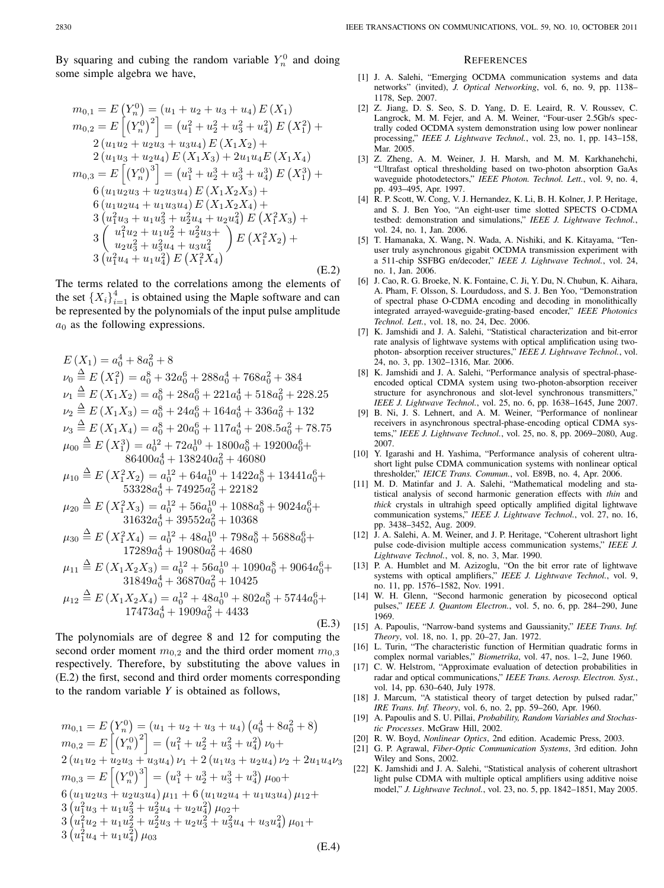By squaring and cubing the random variable $Y_n^0$ and doing some simple algebra we have,

$$
\begin{aligned}
m_{0,1} &= E\left(Y_n^0\right) = \left(u_1+u_2+u_3+u_4\right) E\left(X_1\right) \\
m_{0,2} &= E\left[\left(Y_n^0\right)^2\right] = \left(u_1^2+u_2^2+u_3^2+u_4^2\right) E\left(X_1^2\right) + \\
&\quad 2\left(u_1u_2+u_2u_3+u_3u_4\right) E\left(X_1X_2\right) + \\
&\quad 2\left(u_1u_3+u_2u_4\right) E\left(X_1X_3\right) + 2u_1u_4 E\left(X_1X_4\right) \\
m_{0,3} &= E\left[\left(Y_n^0\right)^3\right] = \left(u_1^3+u_2^3+u_3^3+u_4^3\right) E\left(X_1^3\right) + \\
&\quad 6\left(u_1u_2u_3+u_2u_3u_4\right) E\left(X_1X_2X_3\right) + \\
&\quad 6\left(u_1u_2u_4+u_1u_3u_4\right) E\left(X_1X_2X_4\right) + \\
&\quad 3\left(u_1^2u_3+u_1u_3^2+u_2^2u_4+u_2u_4^2\right) E\left(X_1^2X_3\right) + \\
&\quad 3\left(\begin{array}{c} u_1^2u_2+u_1u_2^2+u_2^2u_3+ \\ u_2u_3^2+u_3^2u_4+u_3u_4^2 \end{array}\right) E\left(X_1^2X_2\right) + \\
&\quad 3\left(u_1^2u_4+u_1u_4^2\right) E\left(X_1^2X_4\right)
\end{aligned}
\tag{E.2}
$$

The terms related to the correlations among the elements of the set $\{X_i\}_{i=1}^4$ is obtained using the Maple software and can be represented by the polynomials of the input pulse amplitude $a_0$ as the following expressions.

$$
\begin{aligned}
E\left(X_1\right) &= a_0^4+8a_0^2+8 \\
\nu_0 &\triangleq E\left(X_1^2\right) = a_0^8+32a_0^6+288a_0^4+768a_0^2+384 \\
\nu_1 &\triangleq E\left(X_1X_2\right) = a_0^8+28a_0^6+221a_0^4+518a_0^2+228.25 \\
\nu_2 &\triangleq E\left(X_1X_3\right) = a_0^8+24a_0^6+164a_0^4+336a_0^2+132 \\
\nu_3 &\triangleq E\left(X_1X_4\right) = a_0^8+20a_0^6+117a_0^4+208.5a_0^2+78.75 \\
\mu_{00} &\triangleq E\left(X_1^3\right) = a_0^{12}+72a_0^{10}+1800a_0^8+19200a_0^6+ \\
&\quad 86400a_0^4+138240a_0^2+46080 \\
\mu_{10} &\triangleq E\left(X_1^2X_2\right) = a_0^{12}+64a_0^{10}+1422a_0^8+13441a_0^6+ \\
&\quad 53328a_0^4+74925a_0^2+22182 \\
\mu_{20} &\triangleq E\left(X_1^2X_3\right) = a_0^{12}+56a_0^{10}+1088a_0^8+9024a_0^6+ \\
&\quad 31632a_0^4+39552a_0^2+10368 \\
\mu_{30} &\triangleq E\left(X_1^2X_4\right) = a_0^{12}+48a_0^{10}+798a_0^8+5688a_0^6+ \\
&\quad 17289a_0^4+19080a_0^2+4680 \\
\mu_{11} &\triangleq E\left(X_1X_2X_3\right) = a_0^{12}+56a_0^{10}+1090a_0^8+9064a_0^6+ \\
&\quad 31849a_0^4+36870a_0^2+10425 \\
\mu_{12} &\triangleq E\left(X_1X_2X_4\right) = a_0^{12}+48a_0^{10}+802a_0^8+5744a_0^6+ \\
&\quad 17473a_0^4+1909a_0^2+4433
\end{aligned}
\tag{E.3}
$$

The polynomials are of degree 8 and 12 for computing the second order moment $m_{0,2}$ and the third order moment $m_{0,3}$ respectively. Therefore, by substituting the above values in (E.2) the first, second and third order moments corresponding to the random variable $Y$ is obtained as follows,

$$
\begin{aligned}
& m_{0,1} = E\left(Y_n^0\right) = \left(u_1+u_2+u_3+u_4\right)\left(a_0^4+8a_0^2+8\right) \\
& m_{0,2} = E\left[\left(Y_n^0\right)^2\right] = \left(u_1^2+u_2^2+u_3^2+u_4^2\right)\nu_0 + \\
& 2\left(u_1u_2+u_2u_3+u_3u_4\right)\nu_1 + 2\left(u_1u_3+u_2u_4\right)\nu_2 + 2u_1u_4\nu_3 \\
& m_{0,3} = E\left[\left(Y_n^0\right)^3\right] = \left(u_1^3+u_2^3+u_3^3+u_4^3\right)\mu_{00} + \\
& 6\left(u_1u_2u_3+u_2u_3u_4\right)\mu_{11} + 6\left(u_1u_2u_4+u_1u_3u_4\right)\mu_{12} + \\
& 3\left(u_1^2u_3+u_1u_3^2+u_2^2u_4+u_2u_4^2\right)\mu_{02} + \\
& 3\left(u_1^2u_2+u_1u_2^2+u_2^2u_3+u_2u_3^2+u_3^2u_4+u_3u_4^2\right)\mu_{01} + \\
& 3\left(u_1^2u_4+u_1u_4^2\right)\mu_{03}
\end{aligned}
\tag{E.4}
$$

## REFERENCES

[1] J. A. Salehi, "Emerging OCDMA communication systems and data networks" (invited), *J. Optical Networking*, vol. 6, no. 9, pp. 1138–1178, Sep. 2007.

[2] Z. Jiang, D. S. Seo, S. D. Yang, D. E. Leaird, R. V. Roussev, C. Langrock, M. M. Fejer, and A. M. Weiner, "Four-user 2.5Gb/s spectrally coded OCDMA system demonstration using low power nonlinear processing," *IEEE J. Lightwave Technol.*, vol. 23, no. 1, pp. 143–158, Mar. 2005.

[3] Z. Zheng, A. M. Weiner, J. H. Marsh, and M. M. Karkhanehchi, "Ultrafast optical thresholding based on two-photon absorption GaAs waveguide photodetectors," *IEEE Photon. Technol. Lett.*, vol. 9, no. 4, pp. 493–495, Apr. 1997.

[4] R. P. Scott, W. Cong, V. J. Hernandez, K. Li, B. H. Kolner, J. P. Heritage, and S. J. Ben Yoo, "An eight-user time slotted SPECTS O-CDMA testbed: demonstration and simulations," *IEEE J. Lightwave Technol.*, vol. 24, no. 1, Jan. 2006.

[5] T. Hamanaka, X. Wang, N. Wada, A. Nishiki, and K. Kitayama, "Ten-user truly asynchronous gigabit OCDMA transmission experiment with a 511-chip SSFBG en/decoder," *IEEE J. Lightwave Technol.*, vol. 24, no. 1, Jan. 2006.

[6] J. Cao, R. G. Broeke, N. K. Fontaine, C. Ji, Y. Du, N. Chubun, K. Aihara, A. Pham, F. Olsson, S. Lourdudoss, and S. J. Ben Yoo, "Demonstration of spectral phase O-CDMA encoding and decoding in monolithically integrated arrayed-waveguide-grating-based encoder," *IEEE Photonics Technol. Lett.*, vol. 18, no. 24, Dec. 2006.

[7] K. Jamshidi and J. A. Salehi, "Statistical characterization and bit-error rate analysis of lightwave systems with optical amplification using two-photon- absorption receiver structures," *IEEE J. Lightwave Technol.*, vol. 24, no. 3, pp. 1302–1316, Mar. 2006.

[8] K. Jamshidi and J. A. Salehi, "Performance analysis of spectral-phase-encoded optical CDMA system using two-photon-absorption receiver structure for asynchronous and slot-level synchronous transmitters," *IEEE J. Lightwave Technol.*, vol. 25, no. 6, pp. 1638–1645, June 2007.

[9] B. Ni, J. S. Lehnert, and A. M. Weiner, "Performance of nonlinear receivers in asynchronous spectral-phase-encoding optical CDMA systems," *IEEE J. Lightwave Technol.*, vol. 25, no. 8, pp. 2069–2080, Aug. 2007.

[10] Y. Igarashi and H. Yashima, "Performance analysis of coherent ultrashort light pulse CDMA communication systems with nonlinear optical thresholder," *IEICE Trans. Commun.*, vol. E89B, no. 4, Apr. 2006.

[11] M. D. Matinfar and J. A. Salehi, "Mathematical modeling and statistical analysis of second harmonic generation effects with *thin* and *thick* crystals in ultrahigh speed optically amplified digital lightwave communication systems," *IEEE J. Lightwave Technol.*, vol. 27, no. 16, pp. 3438–3452, Aug. 2009.

[12] J. A. Salehi, A. M. Weiner, and J. P. Heritage, "Coherent ultrashort light pulse code-division multiple access communication systems," *IEEE J. Lightwave Technol.*, vol. 8, no. 3, Mar. 1990.

[13] P. A. Humblet and M. Azizoglu, "On the bit error rate of lightwave systems with optical amplifiers," *IEEE J. Lightwave Technol.*, vol. 9, no. 11, pp. 1576–1582, Nov. 1991.

[14] W. H. Glenn, "Second harmonic generation by picosecond optical pulses," *IEEE J. Quantum Electron.*, vol. 5, no. 6, pp. 284–290, June 1969.

[15] A. Papoulis, "Narrow-band systems and Gaussianity," *IEEE Trans. Inf. Theory*, vol. 18, no. 1, pp. 20–27, Jan. 1972.

[16] L. Turin, "The characteristic function of Hermitian quadratic forms in complex normal variables," *Biometrika*, vol. 47, nos. 1–2, June 1960.

[17] C. W. Helstrom, "Approximate evaluation of detection probabilities in radar and optical communications," *IEEE Trans. Aerosp. Electron. Syst.*, vol. 14, pp. 630–640, July 1978.

[18] J. Marcum, "A statistical theory of target detection by pulsed radar," *IRE Trans. Inf. Theory*, vol. 6, no. 2, pp. 59–260, Apr. 1960.

[19] A. Papoulis and S. U. Pillai, *Probability, Random Variables and Stochastic Processes*. McGraw Hill, 2002.

[20] R. W. Boyd, *Nonlinear Optics*, 2nd edition. Academic Press, 2003.

[21] G. P. Agrawal, *Fiber-Optic Communication Systems*, 3rd edition. John Wiley and Sons, 2002.

[22] K. Jamshidi and J. A. Salehi, "Statistical analysis of coherent ultrashort light pulse CDMA with multiple optical amplifiers using additive noise model," *J. Lightwave Technol.*, vol. 23, no. 5, pp. 1842–1851, May 2005.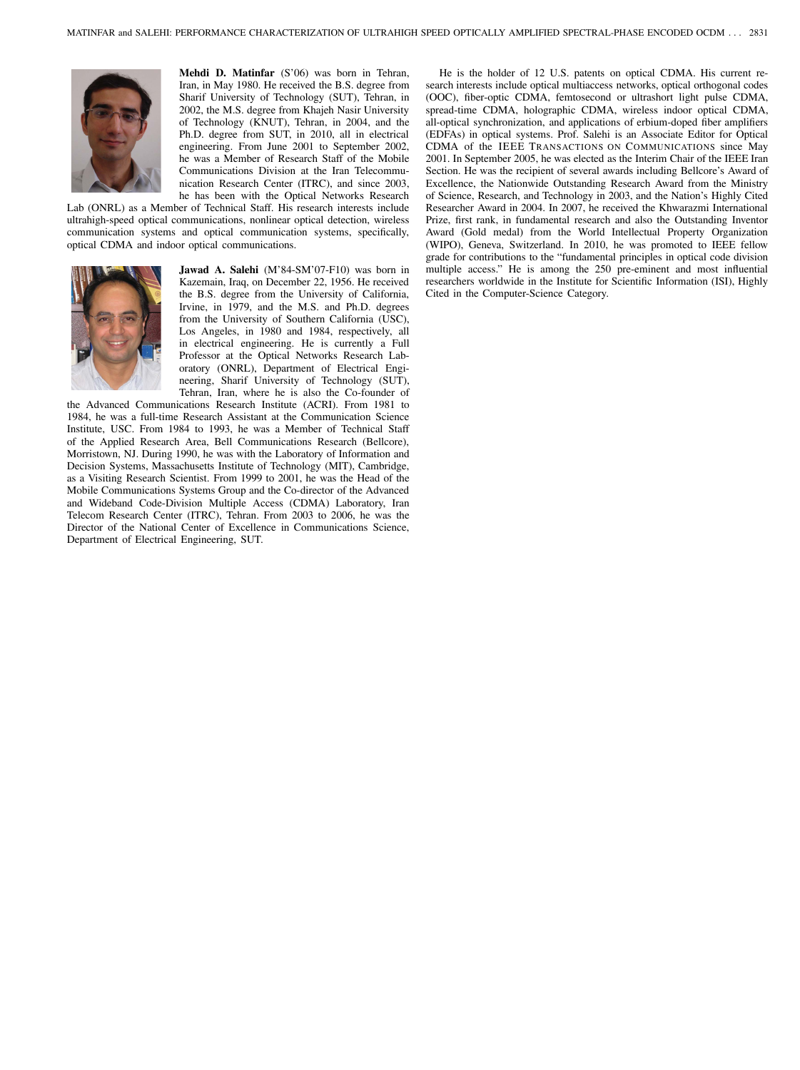**Mehdi D. Matinfar** (S'06) was born in Tehran, Iran, in May 1980. He received the B.S. degree from Sharif University of Technology (SUT), Tehran, in 2002, the M.S. degree from Khajeh Nasir University of Technology (KNUT), Tehran, in 2004, and the Ph.D. degree from SUT, in 2010, all in electrical engineering. From June 2001 to September 2002, he was a Member of Research Staff of the Mobile Communications Division at the Iran Telecommunication Research Center (ITRC), and since 2003, he has been with the Optical Networks Research Lab (ONRL) as a Member of Technical Staff. His research interests include ultrahigh-speed optical communications, nonlinear optical detection, wireless communication systems and optical communication systems, specifically, optical CDMA and indoor optical communications.

**Jawad A. Salehi** (M'84-SM'07-F10) was born in Kazemain, Iraq, on December 22, 1956. He received the B.S. degree from the University of California, Irvine, in 1979, and the M.S. and Ph.D. degrees from the University of Southern California (USC), Los Angeles, in 1980 and 1984, respectively, all in electrical engineering. He is currently a Full Professor at the Optical Networks Research Laboratory (ONRL), Department of Electrical Engineering, Sharif University of Technology (SUT), Tehran, Iran, where he is also the Co-founder of the Advanced Communications Research Institute (ACRI). From 1981 to 1984, he was a full-time Research Assistant at the Communication Science Institute, USC. From 1984 to 1993, he was a Member of Technical Staff of the Applied Research Area, Bell Communications Research (Bellcore), Morristown, NJ. During 1990, he was with the Laboratory of Information and Decision Systems, Massachusetts Institute of Technology (MIT), Cambridge, as a Visiting Research Scientist. From 1999 to 2001, he was the Head of the Mobile Communications Systems Group and the Co-director of the Advanced and Wideband Code-Division Multiple Access (CDMA) Laboratory, Iran Telecom Research Center (ITRC), Tehran. From 2003 to 2006, he was the Director of the National Center of Excellence in Communications Science, Department of Electrical Engineering, SUT.

He is the holder of 12 U.S. patents on optical CDMA. His current research interests include optical multiaccess networks, optical orthogonal codes (OOC), fiber-optic CDMA, femtosecond or ultrashort light pulse CDMA, spread-time CDMA, holographic CDMA, wireless indoor optical CDMA, all-optical synchronization, and applications of erbium-doped fiber amplifiers (EDFAs) in optical systems. Prof. Salehi is an Associate Editor for Optical CDMA of the IEEE TRANSACTIONS ON COMMUNICATIONS since May 2001. In September 2005, he was elected as the Interim Chair of the IEEE Iran Section. He was the recipient of several awards including Bellcore's Award of Excellence, the Nationwide Outstanding Research Award from the Ministry of Science, Research, and Technology in 2003, and the Nation's Highly Cited Researcher Award in 2004. In 2007, he received the Khwarazmi International Prize, first rank, in fundamental research and also the Outstanding Inventor Award (Gold medal) from the World Intellectual Property Organization (WIPO), Geneva, Switzerland. In 2010, he was promoted to IEEE fellow grade for contributions to the "fundamental principles in optical code division multiple access." He is among the 250 pre-eminent and most influential researchers worldwide in the Institute for Scientific Information (ISI), Highly Cited in the Computer-Science Category.